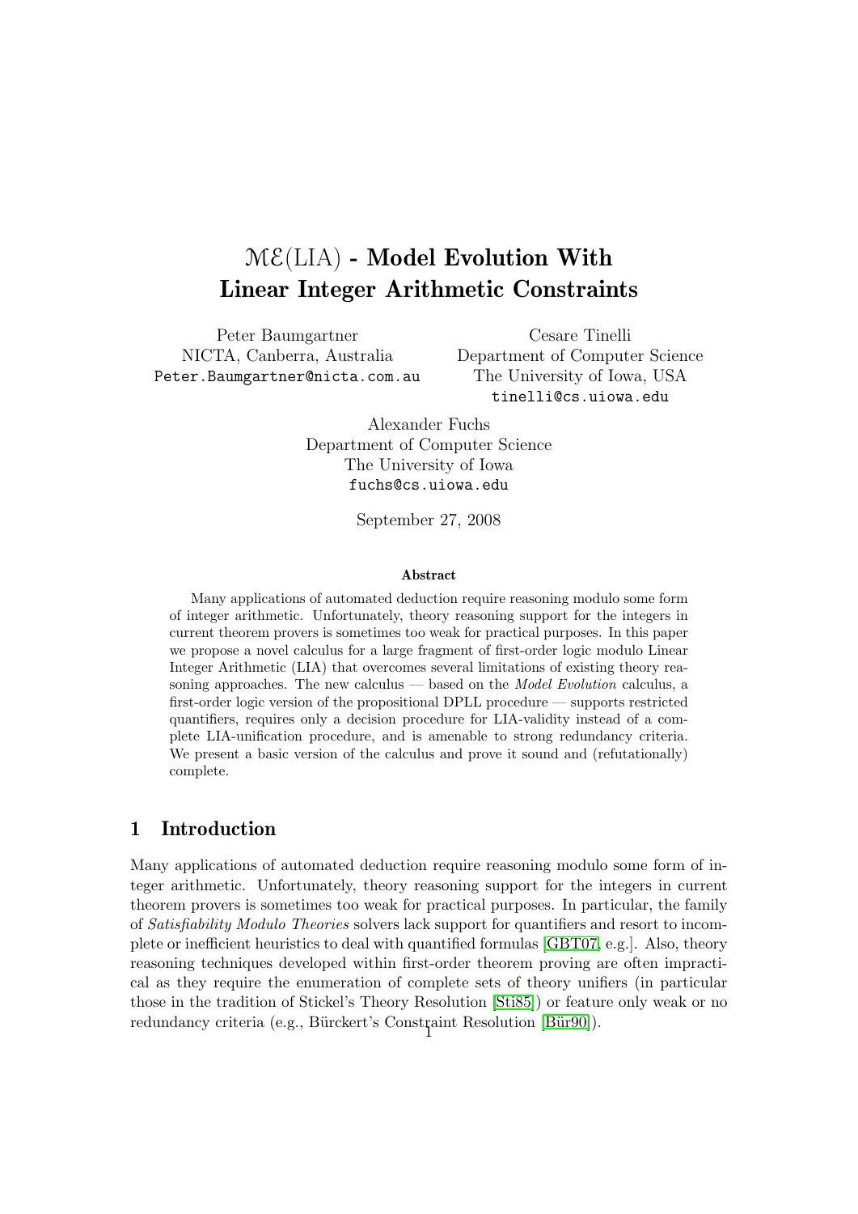# $\mathcal{ME}$(LIA) - Model Evolution With Linear Integer Arithmetic Constraints

Peter Baumgartner
NICTA, Canberra, Australia
Peter.Baumgartner@nicta.com.au

Cesare Tinelli
Department of Computer Science
The University of Iowa, USA
tinelli@cs.uiowa.edu

Alexander Fuchs
Department of Computer Science
The University of Iowa
fuchs@cs.uiowa.edu

September 27, 2008

### Abstract

Many applications of automated deduction require reasoning modulo some form of integer arithmetic. Unfortunately, theory reasoning support for the integers in current theorem provers is sometimes too weak for practical purposes. In this paper we propose a novel calculus for a large fragment of first-order logic modulo Linear Integer Arithmetic (LIA) that overcomes several limitations of existing theory reasoning approaches. The new calculus — based on the *Model Evolution* calculus, a first-order logic version of the propositional DPLL procedure — supports restricted quantifiers, requires only a decision procedure for LIA-validity instead of a complete LIA-unification procedure, and is amenable to strong redundancy criteria. We present a basic version of the calculus and prove it sound and (refutationally) complete.

## 1 Introduction

Many applications of automated deduction require reasoning modulo some form of integer arithmetic. Unfortunately, theory reasoning support for the integers in current theorem provers is sometimes too weak for practical purposes. In particular, the family of *Satisfiability Modulo Theories* solvers lack support for quantifiers and resort to incomplete or inefficient heuristics to deal with quantified formulas [GBT07, e.g.]. Also, theory reasoning techniques developed within first-order theorem proving are often impractical as they require the enumeration of complete sets of theory unifiers (in particular those in the tradition of Stickel's Theory Resolution [Sti85]) or feature only weak or no redundancy criteria (e.g., Bürckert's Constraint Resolution [Bür90]).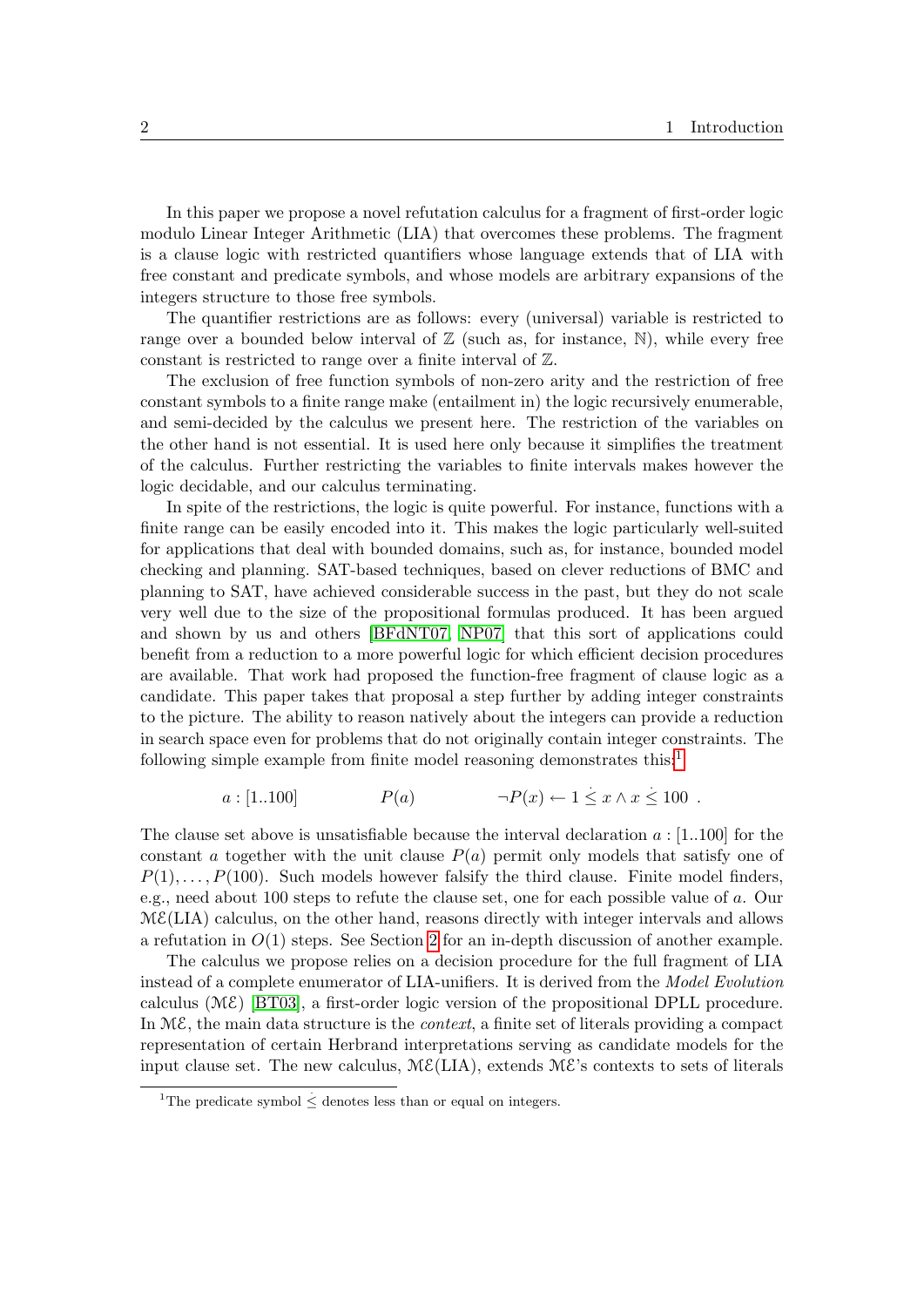In this paper we propose a novel refutation calculus for a fragment of first-order logic modulo Linear Integer Arithmetic (LIA) that overcomes these problems. The fragment is a clause logic with restricted quantifiers whose language extends that of LIA with free constant and predicate symbols, and whose models are arbitrary expansions of the integers structure to those free symbols.

The quantifier restrictions are as follows: every (universal) variable is restricted to range over a bounded below interval of $\mathbb{Z}$ (such as, for instance, $\mathbb{N}$), while every free constant is restricted to range over a finite interval of $\mathbb{Z}$.

The exclusion of free function symbols of non-zero arity and the restriction of free constant symbols to a finite range make (entailment in) the logic recursively enumerable, and semi-decided by the calculus we present here. The restriction of the variables on the other hand is not essential. It is used here only because it simplifies the treatment of the calculus. Further restricting the variables to finite intervals makes however the logic decidable, and our calculus terminating.

In spite of the restrictions, the logic is quite powerful. For instance, functions with a finite range can be easily encoded into it. This makes the logic particularly well-suited for applications that deal with bounded domains, such as, for instance, bounded model checking and planning. SAT-based techniques, based on clever reductions of BMC and planning to SAT, have achieved considerable success in the past, but they do not scale very well due to the size of the propositional formulas produced. It has been argued and shown by us and others [BFdNT07, NP07] that this sort of applications could benefit from a reduction to a more powerful logic for which efficient decision procedures are available. That work had proposed the function-free fragment of clause logic as a candidate. This paper takes that proposal a step further by adding integer constraints to the picture. The ability to reason natively about the integers can provide a reduction in search space even for problems that do not originally contain integer constraints. The following simple example from finite model reasoning demonstrates this:[1]

$$a : [1..100] \qquad\qquad P(a) \qquad\qquad \neg P(x) \leftarrow 1 \dot{\leq} x \wedge x \dot{\leq} 100 \ .$$

The clause set above is unsatisfiable because the interval declaration $a : [1..100]$ for the constant $a$ together with the unit clause $P(a)$ permit only models that satisfy one of $P(1), \ldots, P(100)$. Such models however falsify the third clause. Finite model finders, e.g., need about 100 steps to refute the clause set, one for each possible value of $a$. Our $\mathcal{ME}$(LIA) calculus, on the other hand, reasons directly with integer intervals and allows a refutation in $O(1)$ steps. See Section 2 for an in-depth discussion of another example.

The calculus we propose relies on a decision procedure for the full fragment of LIA instead of a complete enumerator of LIA-unifiers. It is derived from the *Model Evolution* calculus ($\mathcal{ME}$) [BT03], a first-order logic version of the propositional DPLL procedure. In $\mathcal{ME}$, the main data structure is the *context*, a finite set of literals providing a compact representation of certain Herbrand interpretations serving as candidate models for the input clause set. The new calculus, $\mathcal{ME}$(LIA), extends $\mathcal{ME}$'s contexts to sets of literals

[1] The predicate symbol $\dot{\leq}$ denotes less than or equal on integers.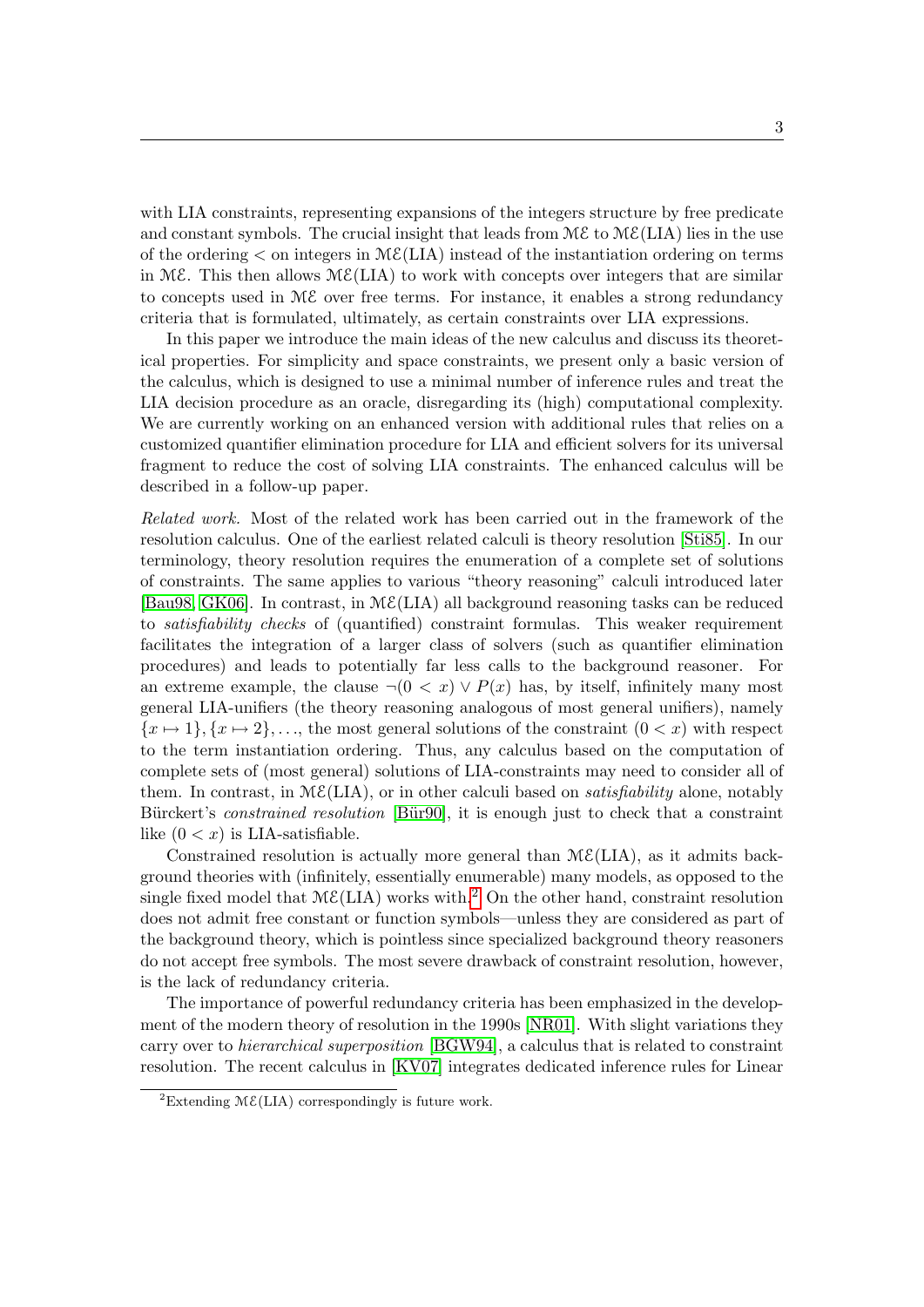with LIA constraints, representing expansions of the integers structure by free predicate and constant symbols. The crucial insight that leads from $\mathcal{ME}$ to $\mathcal{ME}$(LIA) lies in the use of the ordering $<$ on integers in $\mathcal{ME}$(LIA) instead of the instantiation ordering on terms in $\mathcal{ME}$. This then allows $\mathcal{ME}$(LIA) to work with concepts over integers that are similar to concepts used in $\mathcal{ME}$ over free terms. For instance, it enables a strong redundancy criteria that is formulated, ultimately, as certain constraints over LIA expressions.

In this paper we introduce the main ideas of the new calculus and discuss its theoretical properties. For simplicity and space constraints, we present only a basic version of the calculus, which is designed to use a minimal number of inference rules and treat the LIA decision procedure as an oracle, disregarding its (high) computational complexity. We are currently working on an enhanced version with additional rules that relies on a customized quantifier elimination procedure for LIA and efficient solvers for its universal fragment to reduce the cost of solving LIA constraints. The enhanced calculus will be described in a follow-up paper.

*Related work.* Most of the related work has been carried out in the framework of the resolution calculus. One of the earliest related calculi is theory resolution [Sti85]. In our terminology, theory resolution requires the enumeration of a complete set of solutions of constraints. The same applies to various "theory reasoning" calculi introduced later [Bau98, GK06]. In contrast, in $\mathcal{ME}$(LIA) all background reasoning tasks can be reduced to *satisfiability checks* of (quantified) constraint formulas. This weaker requirement facilitates the integration of a larger class of solvers (such as quantifier elimination procedures) and leads to potentially far less calls to the background reasoner. For an extreme example, the clause $\neg(0 < x) \vee P(x)$ has, by itself, infinitely many most general LIA-unifiers (the theory reasoning analogous of most general unifiers), namely $\{x \mapsto 1\}, \{x \mapsto 2\}, \ldots$, the most general solutions of the constraint $(0 < x)$ with respect to the term instantiation ordering. Thus, any calculus based on the computation of complete sets of (most general) solutions of LIA-constraints may need to consider all of them. In contrast, in $\mathcal{ME}$(LIA), or in other calculi based on *satisfiability* alone, notably Bürckert's *constrained resolution* [Bür90], it is enough just to check that a constraint like $(0 < x)$ is LIA-satisfiable.

Constrained resolution is actually more general than $\mathcal{ME}$(LIA), as it admits background theories with (infinitely, essentially enumerable) many models, as opposed to the single fixed model that $\mathcal{ME}$(LIA) works with.[2] On the other hand, constraint resolution does not admit free constant or function symbols—unless they are considered as part of the background theory, which is pointless since specialized background theory reasoners do not accept free symbols. The most severe drawback of constraint resolution, however, is the lack of redundancy criteria.

The importance of powerful redundancy criteria has been emphasized in the development of the modern theory of resolution in the 1990s [NR01]. With slight variations they carry over to *hierarchical superposition* [BGW94], a calculus that is related to constraint resolution. The recent calculus in [KV07] integrates dedicated inference rules for Linear

[2] Extending $\mathcal{ME}$(LIA) correspondingly is future work.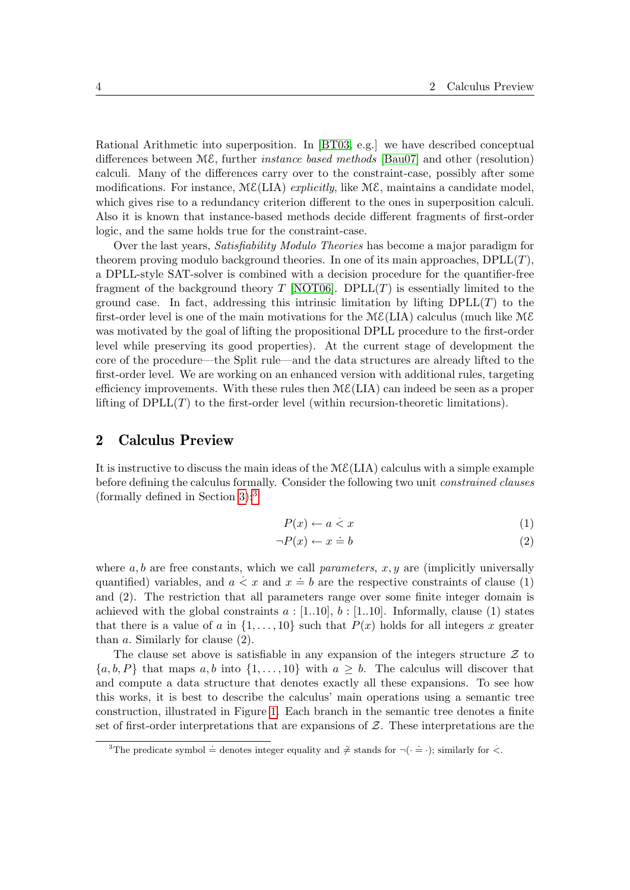Rational Arithmetic into superposition. In [BT03, e.g.] we have described conceptual differences between $\mathcal{ME}$, further *instance based methods* [Bau07] and other (resolution) calculi. Many of the differences carry over to the constraint-case, possibly after some modifications. For instance, $\mathcal{ME}$(LIA) *explicitly*, like $\mathcal{ME}$, maintains a candidate model, which gives rise to a redundancy criterion different to the ones in superposition calculi. Also it is known that instance-based methods decide different fragments of first-order logic, and the same holds true for the constraint-case.

Over the last years, *Satisfiability Modulo Theories* has become a major paradigm for theorem proving modulo background theories. In one of its main approaches, DPLL($T$), a DPLL-style SAT-solver is combined with a decision procedure for the quantifier-free fragment of the background theory $T$ [NOT06]. DPLL($T$) is essentially limited to the ground case. In fact, addressing this intrinsic limitation by lifting DPLL($T$) to the first-order level is one of the main motivations for the $\mathcal{ME}$(LIA) calculus (much like $\mathcal{ME}$ was motivated by the goal of lifting the propositional DPLL procedure to the first-order level while preserving its good properties). At the current stage of development the core of the procedure—the Split rule—and the data structures are already lifted to the first-order level. We are working on an enhanced version with additional rules, targeting efficiency improvements. With these rules then $\mathcal{ME}$(LIA) can indeed be seen as a proper lifting of DPLL($T$) to the first-order level (within recursion-theoretic limitations).

## 2 Calculus Preview

It is instructive to discuss the main ideas of the $\mathcal{ME}$(LIA) calculus with a simple example before defining the calculus formally. Consider the following two unit *constrained clauses* (formally defined in Section 3):[3]

$$P(x) \leftarrow a \mathrel{\dot{<}} x \tag{1}$$

$$\neg P(x) \leftarrow x \doteq b \tag{2}$$

where $a, b$ are free constants, which we call *parameters*, $x, y$ are (implicitly universally quantified) variables, and $a \mathrel{\dot{<}} x$ and $x \doteq b$ are the respective constraints of clause (1) and (2). The restriction that all parameters range over some finite integer domain is achieved with the global constraints $a : [1..10]$, $b : [1..10]$. Informally, clause (1) states that there is a value of $a$ in $\{1, \ldots, 10\}$ such that $P(x)$ holds for all integers $x$ greater than $a$. Similarly for clause (2).

The clause set above is satisfiable in any expansion of the integers structure $\mathcal{Z}$ to $\{a, b, P\}$ that maps $a, b$ into $\{1, \ldots, 10\}$ with $a \geq b$. The calculus will discover that and compute a data structure that denotes exactly all these expansions. To see how this works, it is best to describe the calculus' main operations using a semantic tree construction, illustrated in Figure 1. Each branch in the semantic tree denotes a finite set of first-order interpretations that are expansions of $\mathcal{Z}$. These interpretations are the

[3] The predicate symbol $\doteq$ denotes integer equality and $\not\doteq$ stands for $\neg(\cdot \doteq \cdot)$; similarly for $\dot{<}$.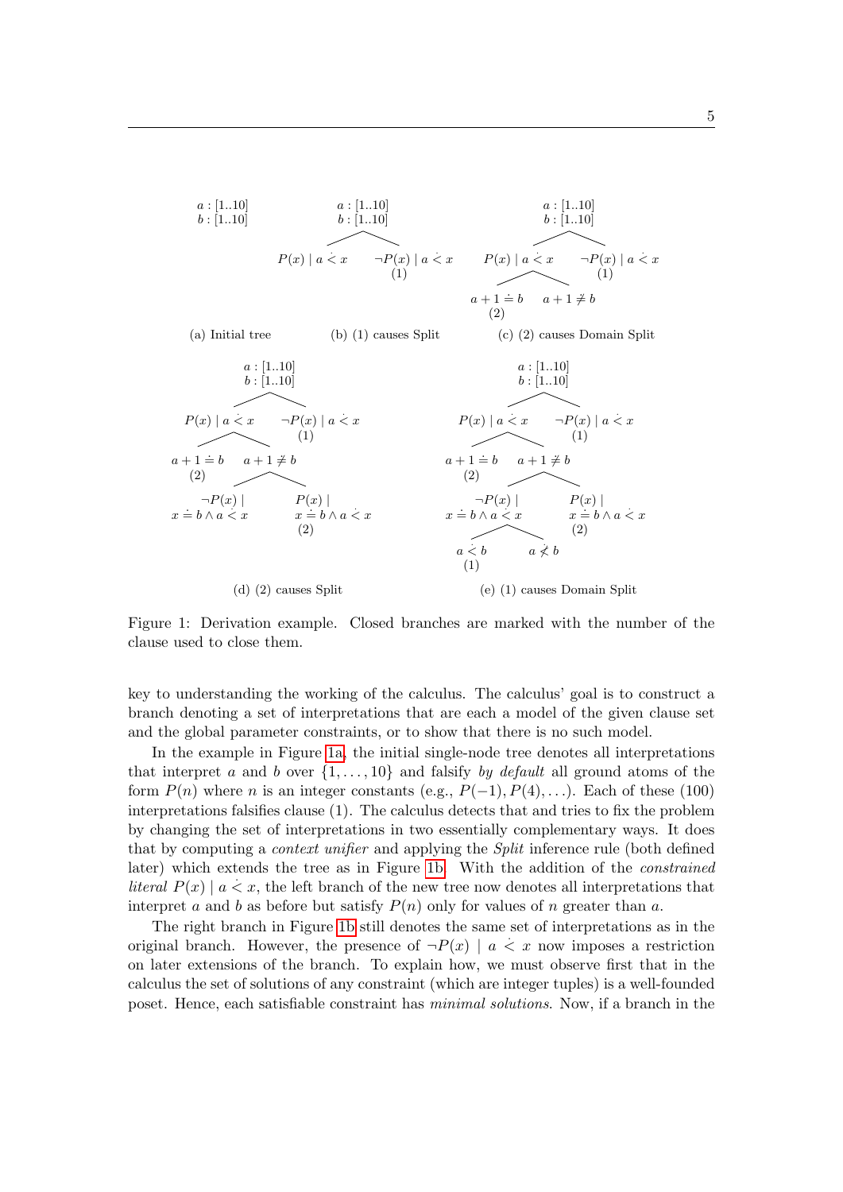(a) Initial tree

(b) (1) causes Split

(c) (2) causes Domain Split

(d) (2) causes Split

(e) (1) causes Domain Split

Figure 1: Derivation example. Closed branches are marked with the number of the clause used to close them.

key to understanding the working of the calculus. The calculus' goal is to construct a branch denoting a set of interpretations that are each a model of the given clause set and the global parameter constraints, or to show that there is no such model.

In the example in Figure 1a, the initial single-node tree denotes all interpretations that interpret $a$ and $b$ over $\{1, \ldots, 10\}$ and falsify *by default* all ground atoms of the form $P(n)$ where $n$ is an integer constants (e.g., $P(-1), P(4), \ldots$). Each of these (100) interpretations falsifies clause (1). The calculus detects that and tries to fix the problem by changing the set of interpretations in two essentially complementary ways. It does that by computing a *context unifier* and applying the *Split* inference rule (both defined later) which extends the tree as in Figure 1b. With the addition of the *constrained literal* $P(x) \mid a \dot{<} x$, the left branch of the new tree now denotes all interpretations that interpret $a$ and $b$ as before but satisfy $P(n)$ only for values of $n$ greater than $a$.

The right branch in Figure 1b still denotes the same set of interpretations as in the original branch. However, the presence of $\neg P(x) \mid a \dot{<} x$ now imposes a restriction on later extensions of the branch. To explain how, we must observe first that in the calculus the set of solutions of any constraint (which are integer tuples) is a well-founded poset. Hence, each satisfiable constraint has *minimal solutions*. Now, if a branch in the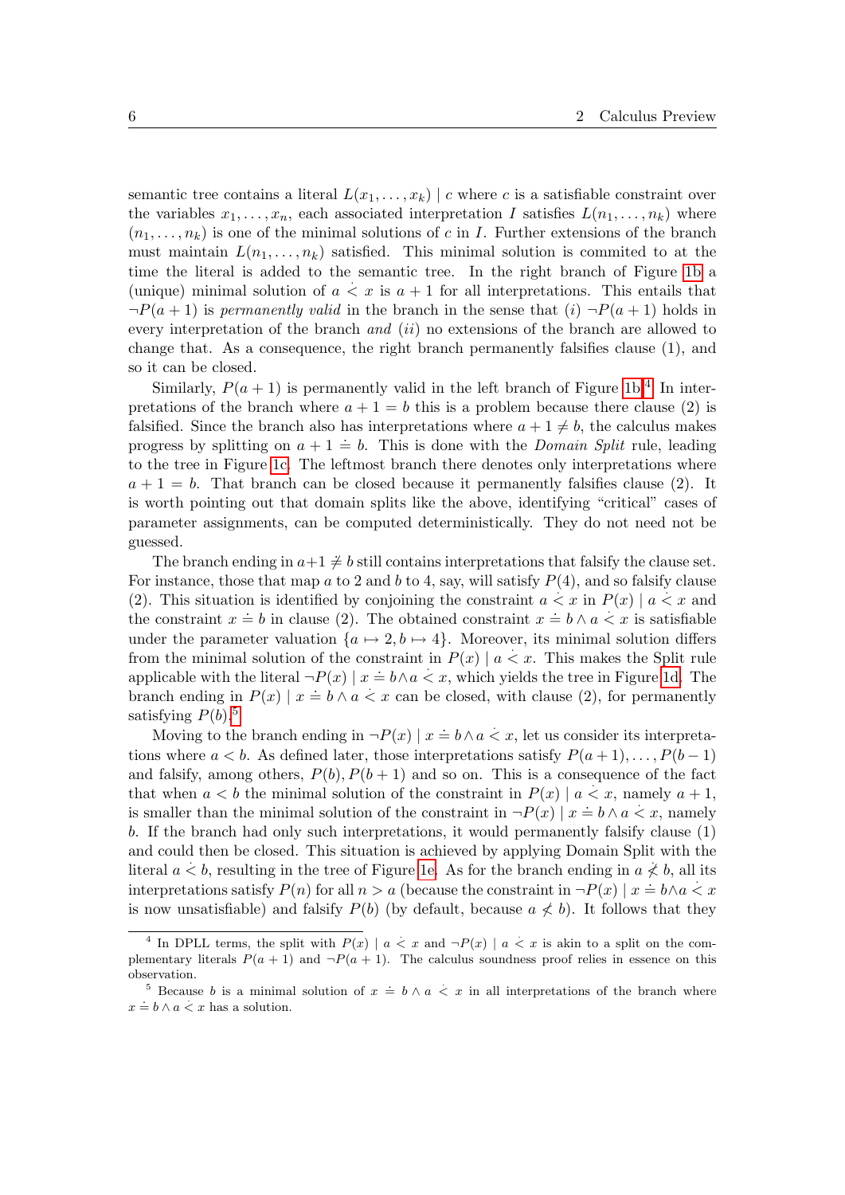semantic tree contains a literal $L(x_1, \ldots, x_k) \mid c$ where $c$ is a satisfiable constraint over the variables $x_1, \ldots, x_n$, each associated interpretation $I$ satisfies $L(n_1, \ldots, n_k)$ where $(n_1, \ldots, n_k)$ is one of the minimal solutions of $c$ in $I$. Further extensions of the branch must maintain $L(n_1, \ldots, n_k)$ satisfied. This minimal solution is commited to at the time the literal is added to the semantic tree. In the right branch of Figure 1b a (unique) minimal solution of $a \dot{<} x$ is $a+1$ for all interpretations. This entails that $\neg P(a+1)$ is *permanently valid* in the branch in the sense that $(i)$ $\neg P(a+1)$ holds in every interpretation of the branch *and* $(ii)$ no extensions of the branch are allowed to change that. As a consequence, the right branch permanently falsifies clause (1), and so it can be closed.

Similarly, $P(a+1)$ is permanently valid in the left branch of Figure 1b.[4] In interpretations of the branch where $a+1 = b$ this is a problem because there clause (2) is falsified. Since the branch also has interpretations where $a+1 \neq b$, the calculus makes progress by splitting on $a+1 \doteq b$. This is done with the *Domain Split* rule, leading to the tree in Figure 1c. The leftmost branch there denotes only interpretations where $a+1 = b$. That branch can be closed because it permanently falsifies clause (2). It is worth pointing out that domain splits like the above, identifying "critical" cases of parameter assignments, can be computed deterministically. They do not need not be guessed.

The branch ending in $a+1 \not\doteq b$ still contains interpretations that falsify the clause set. For instance, those that map $a$ to 2 and $b$ to 4, say, will satisfy $P(4)$, and so falsify clause (2). This situation is identified by conjoining the constraint $a \dot{<} x$ in $P(x) \mid a \dot{<} x$ and the constraint $x \doteq b$ in clause (2). The obtained constraint $x \doteq b \wedge a \dot{<} x$ is satisfiable under the parameter valuation $\{a \mapsto 2, b \mapsto 4\}$. Moreover, its minimal solution differs from the minimal solution of the constraint in $P(x) \mid a \dot{<} x$. This makes the Split rule applicable with the literal $\neg P(x) \mid x \doteq b \wedge a \dot{<} x$, which yields the tree in Figure 1d. The branch ending in $P(x) \mid x \doteq b \wedge a \dot{<} x$ can be closed, with clause (2), for permanently satisfying $P(b)$.[5]

Moving to the branch ending in $\neg P(x) \mid x \doteq b \wedge a \dot{<} x$, let us consider its interpretations where $a < b$. As defined later, those interpretations satisfy $P(a+1), \ldots, P(b-1)$ and falsify, among others, $P(b), P(b+1)$ and so on. This is a consequence of the fact that when $a < b$ the minimal solution of the constraint in $P(x) \mid a \dot{<} x$, namely $a+1$, is smaller than the minimal solution of the constraint in $\neg P(x) \mid x \doteq b \wedge a \dot{<} x$, namely $b$. If the branch had only such interpretations, it would permanently falsify clause (1) and could then be closed. This situation is achieved by applying Domain Split with the literal $a \dot{<} b$, resulting in the tree of Figure 1e. As for the branch ending in $a \not\dot{<} b$, all its interpretations satisfy $P(n)$ for all $n > a$ (because the constraint in $\neg P(x) \mid x \doteq b \wedge a \dot{<} x$ is now unsatisfiable) and falsify $P(b)$ (by default, because $a \not< b$). It follows that they

[4] In DPLL terms, the split with $P(x) \mid a \dot{<} x$ and $\neg P(x) \mid a \dot{<} x$ is akin to a split on the complementary literals $P(a+1)$ and $\neg P(a+1)$. The calculus soundness proof relies in essence on this observation.

[5] Because $b$ is a minimal solution of $x \doteq b \wedge a \dot{<} x$ in all interpretations of the branch where $x \doteq b \wedge a \dot{<} x$ has a solution.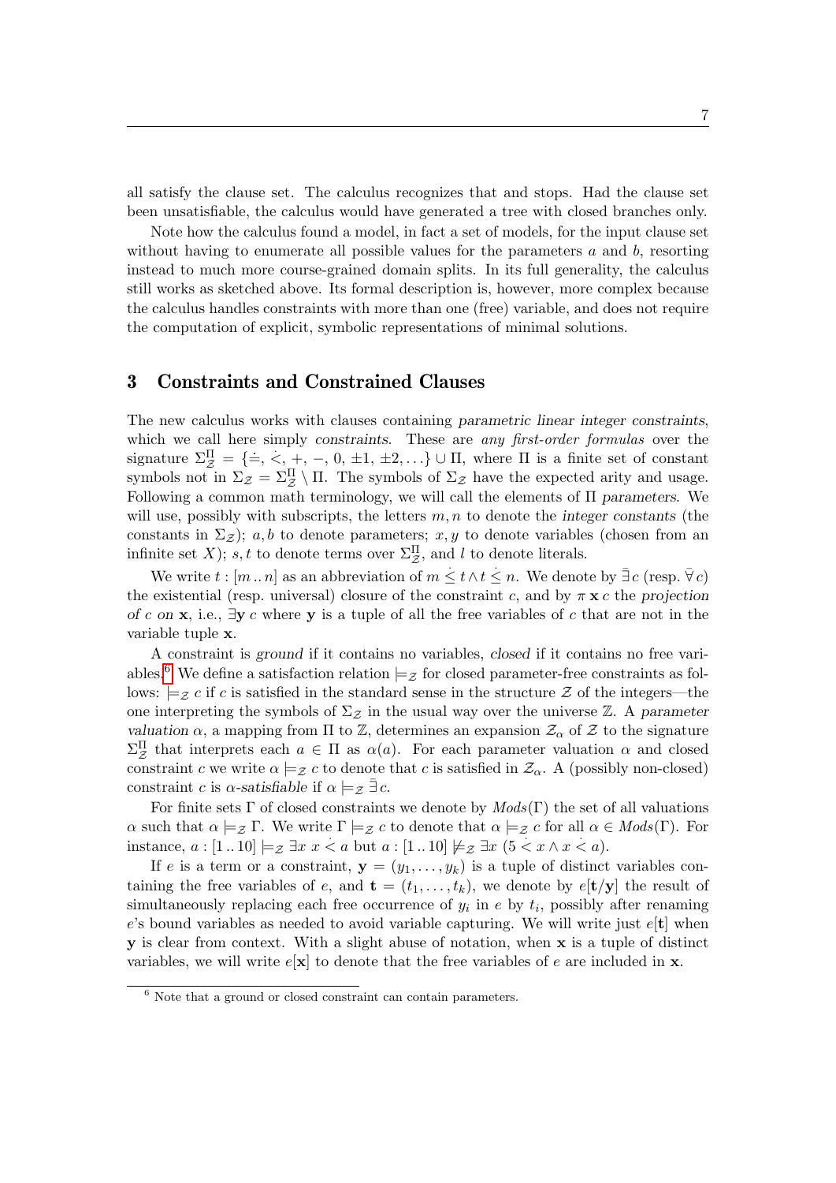all satisfy the clause set. The calculus recognizes that and stops. Had the clause set been unsatisfiable, the calculus would have generated a tree with closed branches only.

Note how the calculus found a model, in fact a set of models, for the input clause set without having to enumerate all possible values for the parameters $a$ and $b$, resorting instead to much more course-grained domain splits. In its full generality, the calculus still works as sketched above. Its formal description is, however, more complex because the calculus handles constraints with more than one (free) variable, and does not require the computation of explicit, symbolic representations of minimal solutions.

## 3 Constraints and Constrained Clauses

The new calculus works with clauses containing *parametric linear integer constraints*, which we call here simply *constraints*. These are *any first-order formulas* over the signature $\Sigma_{\mathcal{Z}}^{\Pi} = \{\dot{=}, \dot{<}, +, -, 0, \pm 1, \pm 2, \ldots\} \cup \Pi$, where $\Pi$ is a finite set of constant symbols not in $\Sigma_{\mathcal{Z}} = \Sigma_{\mathcal{Z}}^{\Pi} \setminus \Pi$. The symbols of $\Sigma_{\mathcal{Z}}$ have the expected arity and usage. Following a common math terminology, we will call the elements of $\Pi$ *parameters*. We will use, possibly with subscripts, the letters $m, n$ to denote the *integer constants* (the constants in $\Sigma_{\mathcal{Z}}$); $a, b$ to denote parameters; $x, y$ to denote variables (chosen from an infinite set $X$); $s, t$ to denote terms over $\Sigma_{\mathcal{Z}}^{\Pi}$, and $l$ to denote literals.

We write $t : [m \,..\, n]$ as an abbreviation of $m \dot{\leq} t \wedge t \dot{\leq} n$. We denote by $\bar{\exists} c$ (resp. $\bar{\forall} c$) the existential (resp. universal) closure of the constraint $c$, and by $\pi\, \mathbf{x}\, c$ the *projection of $c$ on $\mathbf{x}$*, i.e., $\exists \mathbf{y}\, c$ where $\mathbf{y}$ is a tuple of all the free variables of $c$ that are not in the variable tuple $\mathbf{x}$.

A constraint is *ground* if it contains no variables, *closed* if it contains no free variables.[6] We define a satisfaction relation $\models_{\mathcal{Z}}$ for closed parameter-free constraints as follows: $\models_{\mathcal{Z}} c$ if $c$ is satisfied in the standard sense in the structure $\mathcal{Z}$ of the integers—the one interpreting the symbols of $\Sigma_{\mathcal{Z}}$ in the usual way over the universe $\mathbb{Z}$. A *parameter valuation* $\alpha$, a mapping from $\Pi$ to $\mathbb{Z}$, determines an expansion $\mathcal{Z}_\alpha$ of $\mathcal{Z}$ to the signature $\Sigma_{\mathcal{Z}}^{\Pi}$ that interprets each $a \in \Pi$ as $\alpha(a)$. For each parameter valuation $\alpha$ and closed constraint $c$ we write $\alpha \models_{\mathcal{Z}} c$ to denote that $c$ is satisfied in $\mathcal{Z}_\alpha$. A (possibly non-closed) constraint $c$ is *$\alpha$-satisfiable* if $\alpha \models_{\mathcal{Z}} \bar{\exists} c$.

For finite sets $\Gamma$ of closed constraints we denote by $\mathit{Mods}(\Gamma)$ the set of all valuations $\alpha$ such that $\alpha \models_{\mathcal{Z}} \Gamma$. We write $\Gamma \models_{\mathcal{Z}} c$ to denote that $\alpha \models_{\mathcal{Z}} c$ for all $\alpha \in \mathit{Mods}(\Gamma)$. For instance, $a : [1 \,..\, 10] \models_{\mathcal{Z}} \exists x\; x \dot{<} a$ but $a : [1 \,..\, 10] \not\models_{\mathcal{Z}} \exists x\; (5 \dot{<} x \wedge x \dot{<} a)$.

If $e$ is a term or a constraint, $\mathbf{y} = (y_1, \ldots, y_k)$ is a tuple of distinct variables containing the free variables of $e$, and $\mathbf{t} = (t_1, \ldots, t_k)$, we denote by $e[\mathbf{t}/\mathbf{y}]$ the result of simultaneously replacing each free occurrence of $y_i$ in $e$ by $t_i$, possibly after renaming $e$'s bound variables as needed to avoid variable capturing. We will write just $e[\mathbf{t}]$ when $\mathbf{y}$ is clear from context. With a slight abuse of notation, when $\mathbf{x}$ is a tuple of distinct variables, we will write $e[\mathbf{x}]$ to denote that the free variables of $e$ are included in $\mathbf{x}$.

[6] Note that a ground or closed constraint can contain parameters.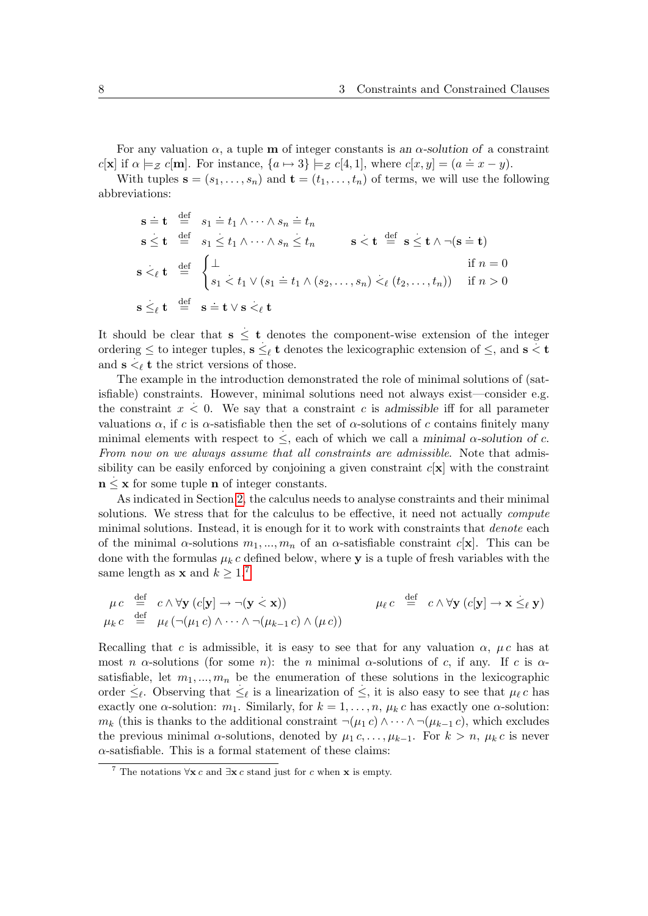For any valuation $\alpha$, a tuple $\mathbf{m}$ of integer constants is *an $\alpha$-solution of* a constraint $c[\mathbf{x}]$ if $\alpha \models_{\mathbb{Z}} c[\mathbf{m}]$. For instance, $\{a \mapsto 3\} \models_{\mathbb{Z}} c[4, 1]$, where $c[x, y] = (a \doteq x - y)$.

With tuples $\mathbf{s} = (s_1, \ldots, s_n)$ and $\mathbf{t} = (t_1, \ldots, t_n)$ of terms, we will use the following abbreviations:

$$
\begin{aligned}
\mathbf{s} \doteq \mathbf{t} \;&\stackrel{\text{def}}{=}\; s_1 \doteq t_1 \wedge \cdots \wedge s_n \doteq t_n \\
\mathbf{s} \mathrel{\dot{\leq}} \mathbf{t} \;&\stackrel{\text{def}}{=}\; s_1 \mathrel{\dot{\leq}} t_1 \wedge \cdots \wedge s_n \mathrel{\dot{\leq}} t_n \qquad\qquad \mathbf{s} \mathrel{\dot{<}} \mathbf{t} \;\stackrel{\text{def}}{=}\; \mathbf{s} \mathrel{\dot{\leq}} \mathbf{t} \wedge \neg(\mathbf{s} \doteq \mathbf{t}) \\
\mathbf{s} \mathrel{\dot{<}_\ell} \mathbf{t} \;&\stackrel{\text{def}}{=}\; \begin{cases} \bot & \text{if } n = 0 \\ s_1 \mathrel{\dot{<}} t_1 \vee (s_1 \doteq t_1 \wedge (s_2, \ldots, s_n) \mathrel{\dot{<}_\ell} (t_2, \ldots, t_n)) & \text{if } n > 0 \end{cases} \\
\mathbf{s} \mathrel{\dot{\leq}_\ell} \mathbf{t} \;&\stackrel{\text{def}}{=}\; \mathbf{s} \doteq \mathbf{t} \vee \mathbf{s} \mathrel{\dot{<}_\ell} \mathbf{t}
\end{aligned}
$$

It should be clear that $\mathbf{s} \mathrel{\dot{\leq}} \mathbf{t}$ denotes the component-wise extension of the integer ordering $\leq$ to integer tuples, $\mathbf{s} \mathrel{\dot{\leq}_\ell} \mathbf{t}$ denotes the lexicographic extension of $\leq$, and $\mathbf{s} \mathrel{\dot{<}} \mathbf{t}$ and $\mathbf{s} \mathrel{\dot{<}_\ell} \mathbf{t}$ the strict versions of those.

The example in the introduction demonstrated the role of minimal solutions of (satisfiable) constraints. However, minimal solutions need not always exist—consider e.g. the constraint $x \mathrel{\dot{<}} 0$. We say that a constraint $c$ is *admissible* iff for all parameter valuations $\alpha$, if $c$ is $\alpha$-satisfiable then the set of $\alpha$-solutions of $c$ contains finitely many minimal elements with respect to $\dot{\leq}$, each of which we call a *minimal $\alpha$-solution of $c$*. *From now on we always assume that all constraints are admissible.* Note that admissibility can be easily enforced by conjoining a given constraint $c[\mathbf{x}]$ with the constraint $\mathbf{n} \mathrel{\dot{\leq}} \mathbf{x}$ for some tuple $\mathbf{n}$ of integer constants.

As indicated in Section 2, the calculus needs to analyse constraints and their minimal solutions. We stress that for the calculus to be effective, it need not actually *compute* minimal solutions. Instead, it is enough for it to work with constraints that *denote* each of the minimal $\alpha$-solutions $m_1, ..., m_n$ of an $\alpha$-satisfiable constraint $c[\mathbf{x}]$. This can be done with the formulas $\mu_k\, c$ defined below, where $\mathbf{y}$ is a tuple of fresh variables with the same length as $\mathbf{x}$ and $k \geq 1$.[7]

$$
\begin{aligned}
\mu\, c \;&\stackrel{\text{def}}{=}\; c \wedge \forall \mathbf{y}\, (c[\mathbf{y}] \rightarrow \neg(\mathbf{y} \mathrel{\dot{<}} \mathbf{x})) \qquad\qquad \mu_\ell\, c \;\stackrel{\text{def}}{=}\; c \wedge \forall \mathbf{y}\, (c[\mathbf{y}] \rightarrow \mathbf{x} \mathrel{\dot{\leq}_\ell} \mathbf{y}) \\
\mu_k\, c \;&\stackrel{\text{def}}{=}\; \mu_\ell\, (\neg(\mu_1\, c) \wedge \cdots \wedge \neg(\mu_{k-1}\, c) \wedge (\mu\, c))
\end{aligned}
$$

Recalling that $c$ is admissible, it is easy to see that for any valuation $\alpha$, $\mu\, c$ has at most $n$ $\alpha$-solutions (for some $n$): the $n$ minimal $\alpha$-solutions of $c$, if any. If $c$ is $\alpha$-satisfiable, let $m_1, ..., m_n$ be the enumeration of these solutions in the lexicographic order $\dot{\leq}_\ell$. Observing that $\dot{\leq}_\ell$ is a linearization of $\dot{\leq}$, it is also easy to see that $\mu_\ell\, c$ has exactly one $\alpha$-solution: $m_1$. Similarly, for $k = 1, \ldots, n$, $\mu_k\, c$ has exactly one $\alpha$-solution: $m_k$ (this is thanks to the additional constraint $\neg(\mu_1\, c) \wedge \cdots \wedge \neg(\mu_{k-1}\, c)$, which excludes the previous minimal $\alpha$-solutions, denoted by $\mu_1\, c, \ldots, \mu_{k-1}$. For $k > n$, $\mu_k\, c$ is never $\alpha$-satisfiable. This is a formal statement of these claims:

[7] The notations $\forall \mathbf{x}\, c$ and $\exists \mathbf{x}\, c$ stand just for $c$ when $\mathbf{x}$ is empty.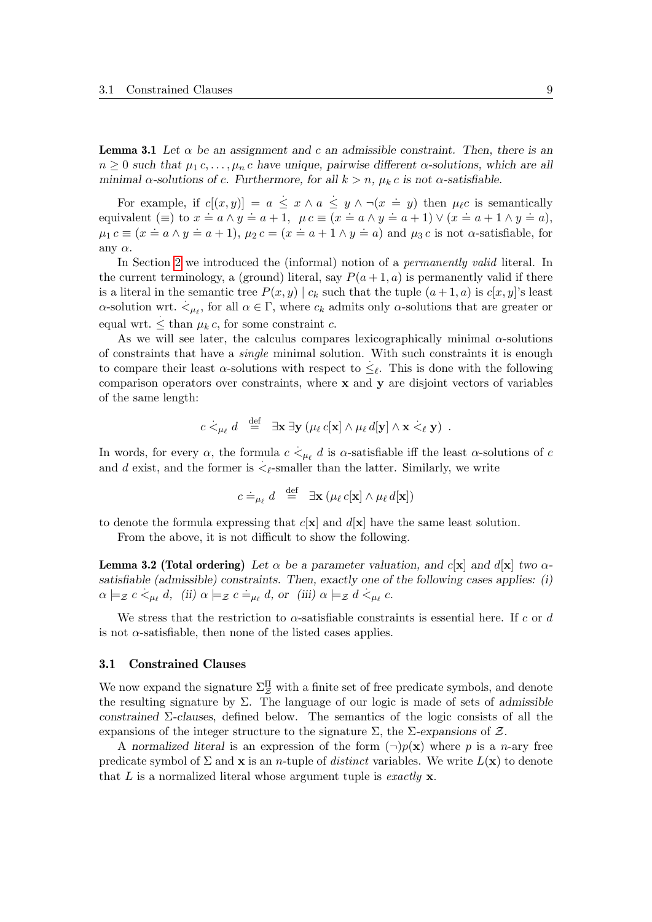**Lemma 3.1** *Let $\alpha$ be an assignment and $c$ an admissible constraint. Then, there is an $n \geq 0$ such that $\mu_1\, c, \ldots, \mu_n\, c$ have unique, pairwise different $\alpha$-solutions, which are all minimal $\alpha$-solutions of $c$. Furthermore, for all $k > n$, $\mu_k\, c$ is not $\alpha$-satisfiable.*

For example, if $c[(x, y)] = a \mathrel{\dot{\leq}} x \wedge a \mathrel{\dot{\leq}} y \wedge \neg(x \doteq y)$ then $\mu_\ell c$ is semantically equivalent ($\equiv$) to $x \doteq a \wedge y \doteq a + 1$, $\;\mu\, c \equiv (x \doteq a \wedge y \doteq a + 1) \vee (x \doteq a + 1 \wedge y \doteq a)$, $\mu_1\, c \equiv (x \doteq a \wedge y \doteq a + 1)$, $\mu_2\, c = (x \doteq a + 1 \wedge y \doteq a)$ and $\mu_3\, c$ is not $\alpha$-satisfiable, for any $\alpha$.

In Section 2 we introduced the (informal) notion of a *permanently valid* literal. In the current terminology, a (ground) literal, say $P(a+1, a)$ is permanently valid if there is a literal in the semantic tree $P(x, y) \mid c_k$ such that the tuple $(a + 1, a)$ is $c[x, y]$'s least $\alpha$-solution wrt. $\dot{<}_{\mu_\ell}$, for all $\alpha \in \Gamma$, where $c_k$ admits only $\alpha$-solutions that are greater or equal wrt. $\dot{\leq}$ than $\mu_k\, c$, for some constraint $c$.

As we will see later, the calculus compares lexicographically minimal $\alpha$-solutions of constraints that have a *single* minimal solution. With such constraints it is enough to compare their least $\alpha$-solutions with respect to $\dot{\leq}_\ell$. This is done with the following comparison operators over constraints, where $\mathbf{x}$ and $\mathbf{y}$ are disjoint vectors of variables of the same length:

$$c \mathrel{\dot{<}_{\mu_\ell}} d \;\;\stackrel{\text{def}}{=}\;\; \exists \mathbf{x}\, \exists \mathbf{y}\, (\mu_\ell\, c[\mathbf{x}] \wedge \mu_\ell\, d[\mathbf{y}] \wedge \mathbf{x} \mathrel{\dot{<}_\ell} \mathbf{y})\ .$$

In words, for every $\alpha$, the formula $c \mathrel{\dot{<}_{\mu_\ell}} d$ is $\alpha$-satisfiable iff the least $\alpha$-solutions of $c$ and $d$ exist, and the former is $\dot{<}_\ell$-smaller than the latter. Similarly, we write

$$c \mathrel{\dot{=}_{\mu_\ell}} d \;\;\stackrel{\text{def}}{=}\;\; \exists \mathbf{x}\, (\mu_\ell\, c[\mathbf{x}] \wedge \mu_\ell\, d[\mathbf{x}])$$

to denote the formula expressing that $c[\mathbf{x}]$ and $d[\mathbf{x}]$ have the same least solution.

From the above, it is not difficult to show the following.

**Lemma 3.2 (Total ordering)** *Let $\alpha$ be a parameter valuation, and $c[\mathbf{x}]$ and $d[\mathbf{x}]$ two $\alpha$-satisfiable (admissible) constraints. Then, exactly one of the following cases applies: (i) $\alpha \models_{\mathcal{Z}} c \mathrel{\dot{<}_{\mu_\ell}} d$, (ii) $\alpha \models_{\mathcal{Z}} c \mathrel{\dot{=}_{\mu_\ell}} d$, or (iii) $\alpha \models_{\mathcal{Z}} d \mathrel{\dot{<}_{\mu_\ell}} c$.*

We stress that the restriction to $\alpha$-satisfiable constraints is essential here. If $c$ or $d$ is not $\alpha$-satisfiable, then none of the listed cases applies.

### 3.1 Constrained Clauses

We now expand the signature $\Sigma^{\Pi}_{\mathcal{Z}}$ with a finite set of free predicate symbols, and denote the resulting signature by $\Sigma$. The language of our logic is made of sets of *admissible constrained $\Sigma$-clauses*, defined below. The semantics of the logic consists of all the expansions of the integer structure to the signature $\Sigma$, the *$\Sigma$-expansions* of $\mathcal{Z}$.

A *normalized literal* is an expression of the form $(\neg)p(\mathbf{x})$ where $p$ is a $n$-ary free predicate symbol of $\Sigma$ and $\mathbf{x}$ is an $n$-tuple of *distinct* variables. We write $L(\mathbf{x})$ to denote that $L$ is a normalized literal whose argument tuple is *exactly* $\mathbf{x}$.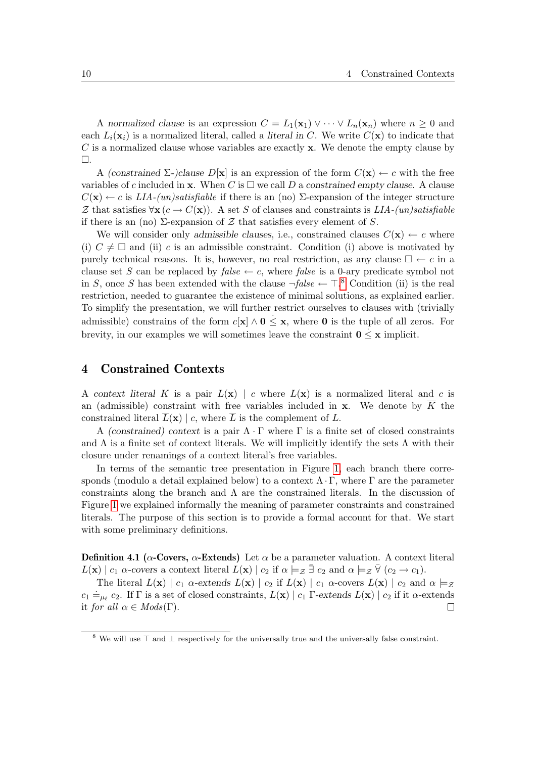A *normalized clause* is an expression $C = L_1(\mathbf{x}_1) \vee \cdots \vee L_n(\mathbf{x}_n)$ where $n \geq 0$ and each $L_i(\mathbf{x}_i)$ is a normalized literal, called a *literal in* $C$. We write $C(\mathbf{x})$ to indicate that $C$ is a normalized clause whose variables are exactly $\mathbf{x}$. We denote the empty clause by $\Box$.

A *(constrained* $\Sigma$*-)clause* $D[\mathbf{x}]$ is an expression of the form $C(\mathbf{x}) \leftarrow c$ with the free variables of $c$ included in $\mathbf{x}$. When $C$ is $\Box$ we call $D$ a *constrained empty clause*. A clause $C(\mathbf{x}) \leftarrow c$ is *LIA-(un)satisfiable* if there is an (no) $\Sigma$-expansion of the integer structure $\mathcal{Z}$ that satisfies $\forall \mathbf{x}\, (c \rightarrow C(\mathbf{x}))$. A set $S$ of clauses and constraints is *LIA-(un)satisfiable* if there is an (no) $\Sigma$-expansion of $\mathcal{Z}$ that satisfies every element of $S$.

We will consider only *admissible clauses*, i.e., constrained clauses $C(\mathbf{x}) \leftarrow c$ where (i) $C \neq \Box$ and (ii) $c$ is an admissible constraint. Condition (i) above is motivated by purely technical reasons. It is, however, no real restriction, as any clause $\Box \leftarrow c$ in a clause set $S$ can be replaced by *false* $\leftarrow c$, where *false* is a 0-ary predicate symbol not in $S$, once $S$ has been extended with the clause $\neg$*false* $\leftarrow \top$.[8] Condition (ii) is the real restriction, needed to guarantee the existence of minimal solutions, as explained earlier. To simplify the presentation, we will further restrict ourselves to clauses with (trivially admissible) constrains of the form $c[\mathbf{x}] \wedge \mathbf{0} \dot{\leq} \mathbf{x}$, where $\mathbf{0}$ is the tuple of all zeros. For brevity, in our examples we will sometimes leave the constraint $\mathbf{0} \dot{\leq} \mathbf{x}$ implicit.

## 4 Constrained Contexts

A *context literal* $K$ is a pair $L(\mathbf{x}) \mid c$ where $L(\mathbf{x})$ is a normalized literal and $c$ is an (admissible) constraint with free variables included in $\mathbf{x}$. We denote by $\overline{K}$ the constrained literal $\overline{L}(\mathbf{x}) \mid c$, where $\overline{L}$ is the complement of $L$.

A *(constrained) context* is a pair $\Lambda \cdot \Gamma$ where $\Gamma$ is a finite set of closed constraints and $\Lambda$ is a finite set of context literals. We will implicitly identify the sets $\Lambda$ with their closure under renamings of a context literal's free variables.

In terms of the semantic tree presentation in Figure 1, each branch there corresponds (modulo a detail explained below) to a context $\Lambda \cdot \Gamma$, where $\Gamma$ are the parameter constraints along the branch and $\Lambda$ are the constrained literals. In the discussion of Figure 1 we explained informally the meaning of parameter constraints and constrained literals. The purpose of this section is to provide a formal account for that. We start with some preliminary definitions.

**Definition 4.1 ($\alpha$-Covers, $\alpha$-Extends)** Let $\alpha$ be a parameter valuation. A context literal $L(\mathbf{x}) \mid c_1$ *$\alpha$-covers* a context literal $L(\mathbf{x}) \mid c_2$ if $\alpha \models_{\mathcal{Z}} \bar{\exists}\, c_2$ and $\alpha \models_{\mathcal{Z}} \bar{\forall}\, (c_2 \rightarrow c_1)$.

The literal $L(\mathbf{x}) \mid c_1$ *$\alpha$-extends* $L(\mathbf{x}) \mid c_2$ if $L(\mathbf{x}) \mid c_1$ $\alpha$-covers $L(\mathbf{x}) \mid c_2$ and $\alpha \models_{\mathcal{Z}} c_1 \doteq_{\mu_\ell} c_2$. If $\Gamma$ is a set of closed constraints, $L(\mathbf{x}) \mid c_1$ *$\Gamma$-extends* $L(\mathbf{x}) \mid c_2$ if it $\alpha$-extends it *for all* $\alpha \in Mods(\Gamma)$. $\Box$

[8] We will use $\top$ and $\bot$ respectively for the universally true and the universally false constraint.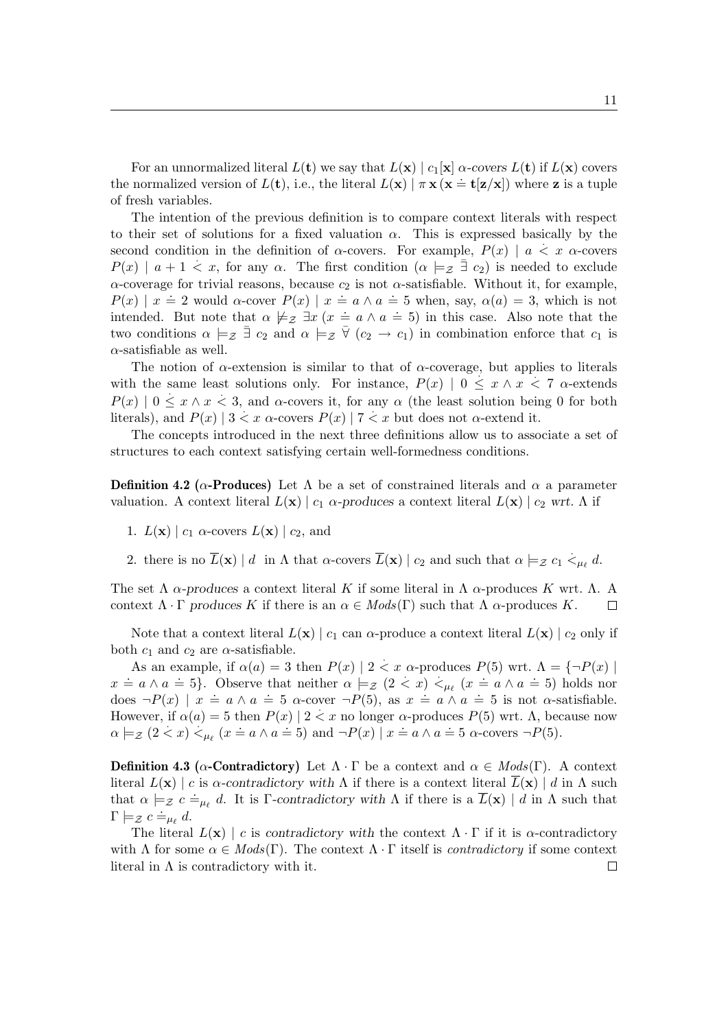For an unnormalized literal $L(\mathbf{t})$ we say that $L(\mathbf{x}) \mid c_1[\mathbf{x}]$ *α-covers* $L(\mathbf{t})$ if $L(\mathbf{x})$ covers the normalized version of $L(\mathbf{t})$, i.e., the literal $L(\mathbf{x}) \mid \pi\,\mathbf{x}\,(\mathbf{x} \doteq \mathbf{t}[\mathbf{z}/\mathbf{x}])$ where $\mathbf{z}$ is a tuple of fresh variables.

The intention of the previous definition is to compare context literals with respect to their set of solutions for a fixed valuation $\alpha$. This is expressed basically by the second condition in the definition of $\alpha$-covers. For example, $P(x) \mid a \dot{<} x$ $\alpha$-covers $P(x) \mid a + 1 \dot{<} x$, for any $\alpha$. The first condition ($\alpha \models_{\mathcal{Z}} \bar{\exists}\; c_2$) is needed to exclude $\alpha$-coverage for trivial reasons, because $c_2$ is not $\alpha$-satisfiable. Without it, for example, $P(x) \mid x \doteq 2$ would $\alpha$-cover $P(x) \mid x \doteq a \wedge a \doteq 5$ when, say, $\alpha(a) = 3$, which is not intended. But note that $\alpha \not\models_{\mathcal{Z}} \exists x\,(x \doteq a \wedge a \doteq 5)$ in this case. Also note that the two conditions $\alpha \models_{\mathcal{Z}} \bar{\exists}\; c_2$ and $\alpha \models_{\mathcal{Z}} \bar{\forall}\;(c_2 \rightarrow c_1)$ in combination enforce that $c_1$ is $\alpha$-satisfiable as well.

The notion of $\alpha$-extension is similar to that of $\alpha$-coverage, but applies to literals with the same least solutions only. For instance, $P(x) \mid 0 \dot{\leq} x \wedge x \dot{<} 7$ $\alpha$-extends $P(x) \mid 0 \dot{\leq} x \wedge x \dot{<} 3$, and $\alpha$-covers it, for any $\alpha$ (the least solution being 0 for both literals), and $P(x) \mid 3 \dot{<} x$ $\alpha$-covers $P(x) \mid 7 \dot{<} x$ but does not $\alpha$-extend it.

The concepts introduced in the next three definitions allow us to associate a set of structures to each context satisfying certain well-formedness conditions.

**Definition 4.2 (α-Produces)** Let $\Lambda$ be a set of constrained literals and $\alpha$ a parameter valuation. A context literal $L(\mathbf{x}) \mid c_1$ *α-produces* a context literal $L(\mathbf{x}) \mid c_2$ *wrt.* $\Lambda$ if

1. $L(\mathbf{x}) \mid c_1$ $\alpha$-covers $L(\mathbf{x}) \mid c_2$, and
2. there is no $\overline{L}(\mathbf{x}) \mid d$ in $\Lambda$ that $\alpha$-covers $\overline{L}(\mathbf{x}) \mid c_2$ and such that $\alpha \models_{\mathcal{Z}} c_1 \dot{<}_{\mu_\ell} d$.

The set $\Lambda$ *α-produces* a context literal $K$ if some literal in $\Lambda$ $\alpha$-produces $K$ wrt. $\Lambda$. A context $\Lambda \cdot \Gamma$ *produces* $K$ if there is an $\alpha \in \mathit{Mods}(\Gamma)$ such that $\Lambda$ $\alpha$-produces $K$. □

Note that a context literal $L(\mathbf{x}) \mid c_1$ can $\alpha$-produce a context literal $L(\mathbf{x}) \mid c_2$ only if both $c_1$ and $c_2$ are $\alpha$-satisfiable.

As an example, if $\alpha(a) = 3$ then $P(x) \mid 2 \dot{<} x$ $\alpha$-produces $P(5)$ wrt. $\Lambda = \{\neg P(x) \mid x \doteq a \wedge a \doteq 5\}$. Observe that neither $\alpha \models_{\mathcal{Z}} (2 \dot{<} x) \dot{<}_{\mu_\ell} (x \doteq a \wedge a \doteq 5)$ holds nor does $\neg P(x) \mid x \doteq a \wedge a \doteq 5$ $\alpha$-cover $\neg P(5)$, as $x \doteq a \wedge a \doteq 5$ is not $\alpha$-satisfiable. However, if $\alpha(a) = 5$ then $P(x) \mid 2 \dot{<} x$ no longer $\alpha$-produces $P(5)$ wrt. $\Lambda$, because now $\alpha \models_{\mathcal{Z}} (2 \dot{<} x) \dot{<}_{\mu_\ell} (x \doteq a \wedge a \doteq 5)$ and $\neg P(x) \mid x \doteq a \wedge a \doteq 5$ $\alpha$-covers $\neg P(5)$.

**Definition 4.3 (α-Contradictory)** Let $\Lambda \cdot \Gamma$ be a context and $\alpha \in \mathit{Mods}(\Gamma)$. A context literal $L(\mathbf{x}) \mid c$ is *α-contradictory with* $\Lambda$ if there is a context literal $\overline{L}(\mathbf{x}) \mid d$ in $\Lambda$ such that $\alpha \models_{\mathcal{Z}} c \doteq_{\mu_\ell} d$. It is *Γ-contradictory with* $\Lambda$ if there is a $\overline{L}(\mathbf{x}) \mid d$ in $\Lambda$ such that $\Gamma \models_{\mathcal{Z}} c \doteq_{\mu_\ell} d$.

The literal $L(\mathbf{x}) \mid c$ is *contradictory with* the context $\Lambda \cdot \Gamma$ if it is $\alpha$-contradictory with $\Lambda$ for some $\alpha \in \mathit{Mods}(\Gamma)$. The context $\Lambda \cdot \Gamma$ itself is *contradictory* if some context literal in $\Lambda$ is contradictory with it. □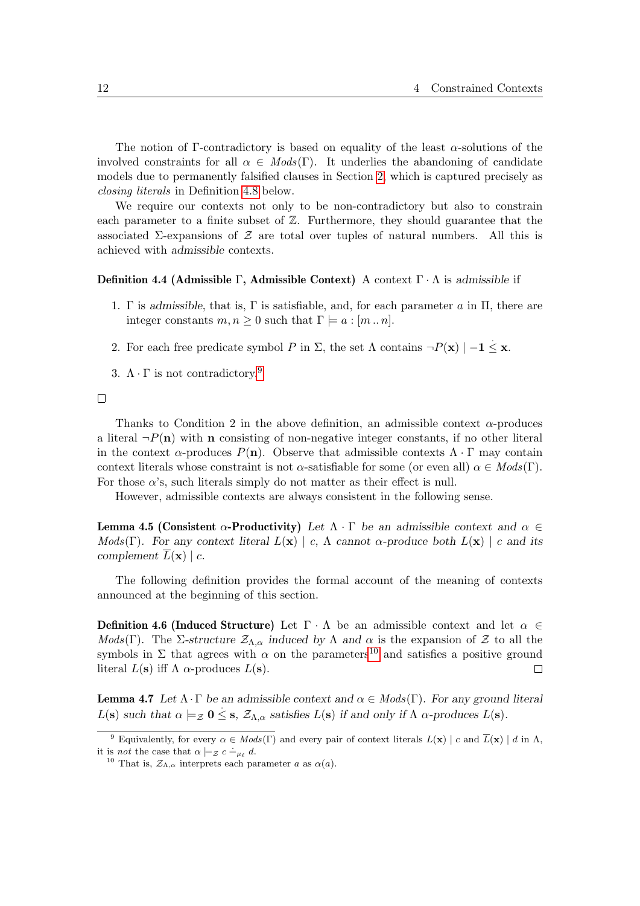The notion of Γ-contradictory is based on equality of the least $\alpha$-solutions of the involved constraints for all $\alpha \in \mathit{Mods}(\Gamma)$. It underlies the abandoning of candidate models due to permanently falsified clauses in Section 2, which is captured precisely as *closing literals* in Definition 4.8 below.

We require our contexts not only to be non-contradictory but also to constrain each parameter to a finite subset of $\mathbb{Z}$. Furthermore, they should guarantee that the associated Σ-expansions of $\mathcal{Z}$ are total over tuples of natural numbers. All this is achieved with *admissible* contexts.

**Definition 4.4 (Admissible Γ, Admissible Context)** A context $\Gamma \cdot \Lambda$ is *admissible* if

1. Γ is *admissible*, that is, Γ is satisfiable, and, for each parameter $a$ in Π, there are integer constants $m, n \geq 0$ such that $\Gamma \models a : [m \,..\, n]$.
2. For each free predicate symbol $P$ in Σ, the set Λ contains $\neg P(\mathbf{x}) \mid -\mathbf{1} \dot{\leq} \mathbf{x}$.
3. $\Lambda \cdot \Gamma$ is not contradictory.[9]

□

Thanks to Condition 2 in the above definition, an admissible context $\alpha$-produces a literal $\neg P(\mathbf{n})$ with $\mathbf{n}$ consisting of non-negative integer constants, if no other literal in the context $\alpha$-produces $P(\mathbf{n})$. Observe that admissible contexts $\Lambda \cdot \Gamma$ may contain context literals whose constraint is not $\alpha$-satisfiable for some (or even all) $\alpha \in \mathit{Mods}(\Gamma)$. For those $\alpha$'s, such literals simply do not matter as their effect is null.

However, admissible contexts are always consistent in the following sense.

**Lemma 4.5 (Consistent α-Productivity)** *Let $\Lambda \cdot \Gamma$ be an admissible context and $\alpha \in \mathit{Mods}(\Gamma)$. For any context literal $L(\mathbf{x}) \mid c$, Λ cannot α-produce both $L(\mathbf{x}) \mid c$ and its complement $\overline{L}(\mathbf{x}) \mid c$.*

The following definition provides the formal account of the meaning of contexts announced at the beginning of this section.

**Definition 4.6 (Induced Structure)** Let $\Gamma \cdot \Lambda$ be an admissible context and let $\alpha \in \mathit{Mods}(\Gamma)$. The *Σ-structure $\mathcal{Z}_{\Lambda,\alpha}$ induced by Λ and α* is the expansion of $\mathcal{Z}$ to all the symbols in Σ that agrees with α on the parameters[10] and satisfies a positive ground literal $L(\mathbf{s})$ iff Λ α-produces $L(\mathbf{s})$. □

**Lemma 4.7** *Let $\Lambda \cdot \Gamma$ be an admissible context and $\alpha \in \mathit{Mods}(\Gamma)$. For any ground literal $L(\mathbf{s})$ such that $\alpha \models_{\mathcal{Z}} \mathbf{0} \dot{\leq} \mathbf{s}$, $\mathcal{Z}_{\Lambda,\alpha}$ satisfies $L(\mathbf{s})$ if and only if Λ α-produces $L(\mathbf{s})$.*

---

[9] Equivalently, for every $\alpha \in \mathit{Mods}(\Gamma)$ and every pair of context literals $L(\mathbf{x}) \mid c$ and $\overline{L}(\mathbf{x}) \mid d$ in Λ, it is *not* the case that $\alpha \models_{\mathcal{Z}} c \doteq_{\mu_\ell} d$.

[10] That is, $\mathcal{Z}_{\Lambda,\alpha}$ interprets each parameter $a$ as $\alpha(a)$.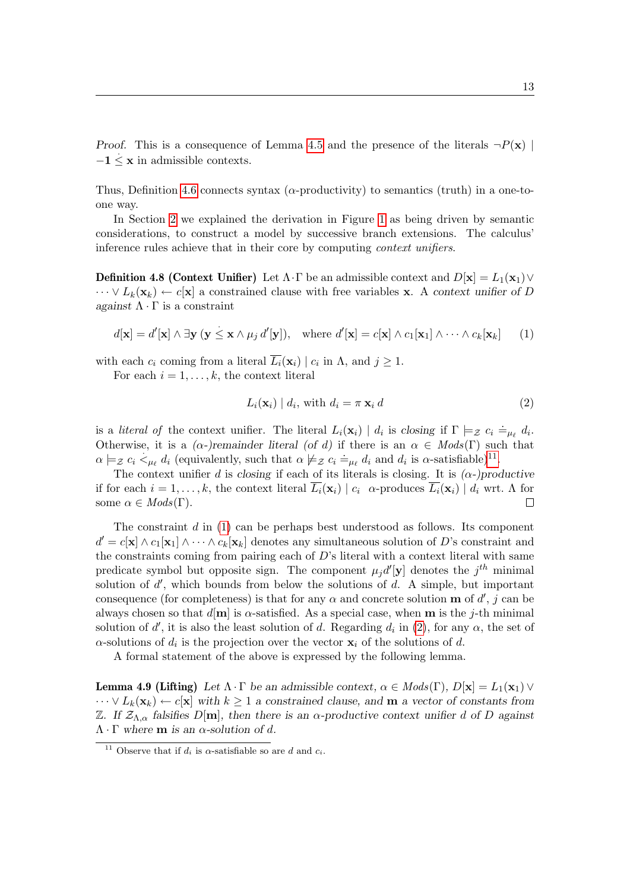*Proof.* This is a consequence of Lemma 4.5 and the presence of the literals $\neg P(\mathbf{x}) \mid -\mathbf{1} \dot{\leq} \mathbf{x}$ in admissible contexts.

Thus, Definition 4.6 connects syntax ($\alpha$-productivity) to semantics (truth) in a one-to-one way.

In Section 2 we explained the derivation in Figure 1 as being driven by semantic considerations, to construct a model by successive branch extensions. The calculus' inference rules achieve that in their core by computing *context unifiers*.

**Definition 4.8 (Context Unifier)** Let $\Lambda \cdot \Gamma$ be an admissible context and $D[\mathbf{x}] = L_1(\mathbf{x}_1) \vee \cdots \vee L_k(\mathbf{x}_k) \leftarrow c[\mathbf{x}]$ a constrained clause with free variables $\mathbf{x}$. A *context unifier of D against* $\Lambda \cdot \Gamma$ is a constraint

$$d[\mathbf{x}] = d'[\mathbf{x}] \wedge \exists \mathbf{y}\, (\mathbf{y} \dot{\leq} \mathbf{x} \wedge \mu_j\, d'[\mathbf{y}]), \quad \text{where } d'[\mathbf{x}] = c[\mathbf{x}] \wedge c_1[\mathbf{x}_1] \wedge \cdots \wedge c_k[\mathbf{x}_k] \tag{1}$$

with each $c_i$ coming from a literal $\overline{L_i}(\mathbf{x}_i) \mid c_i$ in $\Lambda$, and $j \geq 1$.

For each $i = 1, \ldots, k$, the context literal

$$L_i(\mathbf{x}_i) \mid d_i, \text{ with } d_i = \pi\; \mathbf{x}_i\; d \tag{2}$$

is a *literal of* the context unifier. The literal $L_i(\mathbf{x}_i) \mid d_i$ is *closing* if $\Gamma \models_{\mathbb{Z}} c_i \doteq_{\mu_\ell} d_i$. Otherwise, it is a *($\alpha$-)remainder literal (of d)* if there is an $\alpha \in \mathit{Mods}(\Gamma)$ such that $\alpha \models_{\mathbb{Z}} c_i \dot{<}_{\mu_\ell} d_i$ (equivalently, such that $\alpha \not\models_{\mathbb{Z}} c_i \doteq_{\mu_\ell} d_i$ and $d_i$ is $\alpha$-satisfiable)[11].

The context unifier $d$ is *closing* if each of its literals is closing. It is *($\alpha$-)productive* if for each $i = 1, \ldots, k$, the context literal $\overline{L_i}(\mathbf{x}_i) \mid c_i$ $\alpha$-produces $\overline{L_i}(\mathbf{x}_i) \mid d_i$ wrt. $\Lambda$ for some $\alpha \in \mathit{Mods}(\Gamma)$. $\square$

The constraint $d$ in (1) can be perhaps best understood as follows. Its component $d' = c[\mathbf{x}] \wedge c_1[\mathbf{x}_1] \wedge \cdots \wedge c_k[\mathbf{x}_k]$ denotes any simultaneous solution of $D$'s constraint and the constraints coming from pairing each of $D$'s literal with a context literal with same predicate symbol but opposite sign. The component $\mu_j d'[\mathbf{y}]$ denotes the $j^{th}$ minimal solution of $d'$, which bounds from below the solutions of $d$. A simple, but important consequence (for completeness) is that for any $\alpha$ and concrete solution $\mathbf{m}$ of $d'$, $j$ can be always chosen so that $d[\mathbf{m}]$ is $\alpha$-satisfied. As a special case, when $\mathbf{m}$ is the $j$-th minimal solution of $d'$, it is also the least solution of $d$. Regarding $d_i$ in (2), for any $\alpha$, the set of $\alpha$-solutions of $d_i$ is the projection over the vector $\mathbf{x}_i$ of the solutions of $d$.

A formal statement of the above is expressed by the following lemma.

**Lemma 4.9 (Lifting)** *Let $\Lambda \cdot \Gamma$ be an admissible context, $\alpha \in \mathit{Mods}(\Gamma)$, $D[\mathbf{x}] = L_1(\mathbf{x}_1) \vee \cdots \vee L_k(\mathbf{x}_k) \leftarrow c[\mathbf{x}]$ with $k \geq 1$ a constrained clause, and $\mathbf{m}$ a vector of constants from $\mathbb{Z}$. If $\mathcal{Z}_{\Lambda,\alpha}$ falsifies $D[\mathbf{m}]$, then there is an $\alpha$-productive context unifier $d$ of $D$ against $\Lambda \cdot \Gamma$ where $\mathbf{m}$ is an $\alpha$-solution of $d$.*

[11] Observe that if $d_i$ is $\alpha$-satisfiable so are $d$ and $c_i$.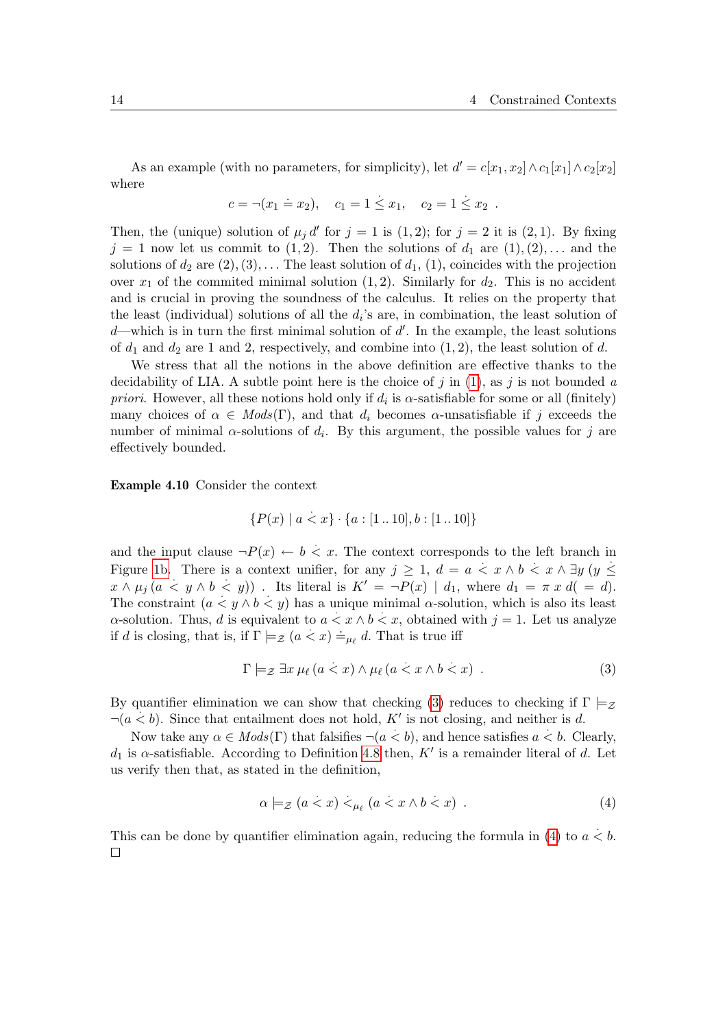As an example (with no parameters, for simplicity), let $d' = c[x_1, x_2] \wedge c_1[x_1] \wedge c_2[x_2]$ where

$$c = \neg(x_1 \doteq x_2), \quad c_1 = 1 \dot{\leq} x_1, \quad c_2 = 1 \dot{\leq} x_2 \ .$$

Then, the (unique) solution of $\mu_j\, d'$ for $j = 1$ is $(1, 2)$; for $j = 2$ it is $(2, 1)$. By fixing $j = 1$ now let us commit to $(1, 2)$. Then the solutions of $d_1$ are $(1), (2), \ldots$ and the solutions of $d_2$ are $(2), (3), \ldots$ The least solution of $d_1$, $(1)$, coincides with the projection over $x_1$ of the commited minimal solution $(1, 2)$. Similarly for $d_2$. This is no accident and is crucial in proving the soundness of the calculus. It relies on the property that the least (individual) solutions of all the $d_i$'s are, in combination, the least solution of $d$—which is in turn the first minimal solution of $d'$. In the example, the least solutions of $d_1$ and $d_2$ are 1 and 2, respectively, and combine into $(1, 2)$, the least solution of $d$.

We stress that all the notions in the above definition are effective thanks to the decidability of LIA. A subtle point here is the choice of $j$ in (1), as $j$ is not bounded *a priori*. However, all these notions hold only if $d_i$ is $\alpha$-satisfiable for some or all (finitely) many choices of $\alpha \in \mathit{Mods}(\Gamma)$, and that $d_i$ becomes $\alpha$-unsatisfiable if $j$ exceeds the number of minimal $\alpha$-solutions of $d_i$. By this argument, the possible values for $j$ are effectively bounded.

**Example 4.10** Consider the context

$$\{P(x) \mid a \dot{<} x\} \cdot \{a : [1\,..\,10], b : [1\,..\,10]\}$$

and the input clause $\neg P(x) \leftarrow b \dot{<} x$. The context corresponds to the left branch in Figure 1b. There is a context unifier, for any $j \geq 1$, $d = a \dot{<} x \wedge b \dot{<} x \wedge \exists y\, (y \dot{\leq} x \wedge \mu_j\, (a \dot{<} y \wedge b \dot{<} y))$ . Its literal is $K' = \neg P(x) \mid d_1$, where $d_1 = \pi\, x\, d (= d)$. The constraint $(a \dot{<} y \wedge b \dot{<} y)$ has a unique minimal $\alpha$-solution, which is also its least $\alpha$-solution. Thus, $d$ is equivalent to $a \dot{<} x \wedge b \dot{<} x$, obtained with $j = 1$. Let us analyze if $d$ is closing, that is, if $\Gamma \models_{\mathcal{Z}} (a \dot{<} x) \doteq_{\mu_\ell} d$. That is true iff

$$\Gamma \models_{\mathcal{Z}} \exists x\, \mu_\ell\, (a \dot{<} x) \wedge \mu_\ell\, (a \dot{<} x \wedge b \dot{<} x) \ . \tag{3}$$

By quantifier elimination we can show that checking (3) reduces to checking if $\Gamma \models_{\mathcal{Z}} \neg(a \dot{<} b)$. Since that entailment does not hold, $K'$ is not closing, and neither is $d$.

Now take any $\alpha \in \mathit{Mods}(\Gamma)$ that falsifies $\neg(a \dot{<} b)$, and hence satisfies $a \dot{<} b$. Clearly, $d_1$ is $\alpha$-satisfiable. According to Definition 4.8 then, $K'$ is a remainder literal of $d$. Let us verify then that, as stated in the definition,

$$\alpha \models_{\mathcal{Z}} (a \dot{<} x) \dot{<}_{\mu_\ell} (a \dot{<} x \wedge b \dot{<} x) \ . \tag{4}$$

This can be done by quantifier elimination again, reducing the formula in (4) to $a \dot{<} b$. □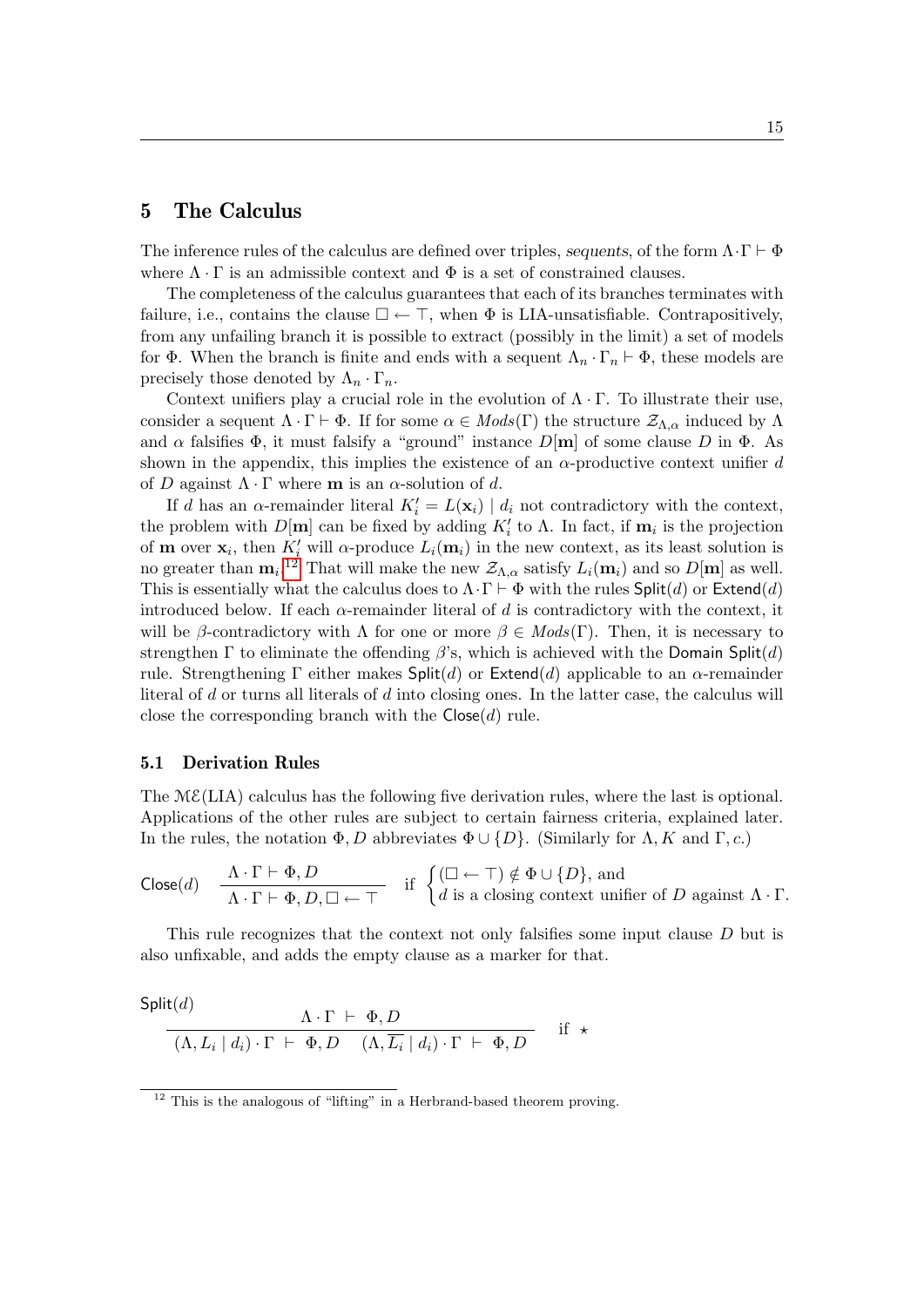## 5 The Calculus

The inference rules of the calculus are defined over triples, *sequents*, of the form $\Lambda \cdot \Gamma \vdash \Phi$ where $\Lambda \cdot \Gamma$ is an admissible context and $\Phi$ is a set of constrained clauses.

The completeness of the calculus guarantees that each of its branches terminates with failure, i.e., contains the clause $\Box \leftarrow \top$, when $\Phi$ is LIA-unsatisfiable. Contrapositively, from any unfailing branch it is possible to extract (possibly in the limit) a set of models for $\Phi$. When the branch is finite and ends with a sequent $\Lambda_n \cdot \Gamma_n \vdash \Phi$, these models are precisely those denoted by $\Lambda_n \cdot \Gamma_n$.

Context unifiers play a crucial role in the evolution of $\Lambda \cdot \Gamma$. To illustrate their use, consider a sequent $\Lambda \cdot \Gamma \vdash \Phi$. If for some $\alpha \in \mathit{Mods}(\Gamma)$ the structure $\mathcal{Z}_{\Lambda,\alpha}$ induced by $\Lambda$ and $\alpha$ falsifies $\Phi$, it must falsify a "ground" instance $D[\mathbf{m}]$ of some clause $D$ in $\Phi$. As shown in the appendix, this implies the existence of an $\alpha$-productive context unifier $d$ of $D$ against $\Lambda \cdot \Gamma$ where $\mathbf{m}$ is an $\alpha$-solution of $d$.

If $d$ has an $\alpha$-remainder literal $K'_i = L(\mathbf{x}_i) \mid d_i$ not contradictory with the context, the problem with $D[\mathbf{m}]$ can be fixed by adding $K'_i$ to $\Lambda$. In fact, if $\mathbf{m}_i$ is the projection of $\mathbf{m}$ over $\mathbf{x}_i$, then $K'_i$ will $\alpha$-produce $L_i(\mathbf{m}_i)$ in the new context, as its least solution is no greater than $\mathbf{m}_i$.[12] That will make the new $\mathcal{Z}_{\Lambda,\alpha}$ satisfy $L_i(\mathbf{m}_i)$ and so $D[\mathbf{m}]$ as well. This is essentially what the calculus does to $\Lambda \cdot \Gamma \vdash \Phi$ with the rules $\mathsf{Split}(d)$ or $\mathsf{Extend}(d)$ introduced below. If each $\alpha$-remainder literal of $d$ is contradictory with the context, it will be $\beta$-contradictory with $\Lambda$ for one or more $\beta \in \mathit{Mods}(\Gamma)$. Then, it is necessary to strengthen $\Gamma$ to eliminate the offending $\beta$'s, which is achieved with the $\mathsf{Domain\ Split}(d)$ rule. Strengthening $\Gamma$ either makes $\mathsf{Split}(d)$ or $\mathsf{Extend}(d)$ applicable to an $\alpha$-remainder literal of $d$ or turns all literals of $d$ into closing ones. In the latter case, the calculus will close the corresponding branch with the $\mathsf{Close}(d)$ rule.

### 5.1 Derivation Rules

The $\mathcal{ME}$(LIA) calculus has the following five derivation rules, where the last is optional. Applications of the other rules are subject to certain fairness criteria, explained later. In the rules, the notation $\Phi, D$ abbreviates $\Phi \cup \{D\}$. (Similarly for $\Lambda, K$ and $\Gamma, c$.)

$$\mathsf{Close}(d) \quad \frac{\Lambda \cdot \Gamma \vdash \Phi, D}{\Lambda \cdot \Gamma \vdash \Phi, D, \Box \leftarrow \top} \quad \text{if } \begin{cases} (\Box \leftarrow \top) \notin \Phi \cup \{D\}, \text{ and} \\ d \text{ is a closing context unifier of } D \text{ against } \Lambda \cdot \Gamma. \end{cases}$$

This rule recognizes that the context not only falsifies some input clause $D$ but is also unfixable, and adds the empty clause as a marker for that.

$$\mathsf{Split}(d) \quad \frac{\Lambda \cdot \Gamma \ \vdash \ \Phi, D}{(\Lambda, L_i \mid d_i) \cdot \Gamma \ \vdash \ \Phi, D \quad (\Lambda, \overline{L_i} \mid d_i) \cdot \Gamma \ \vdash \ \Phi, D} \quad \text{if } \star$$

[12] This is the analogous of "lifting" in a Herbrand-based theorem proving.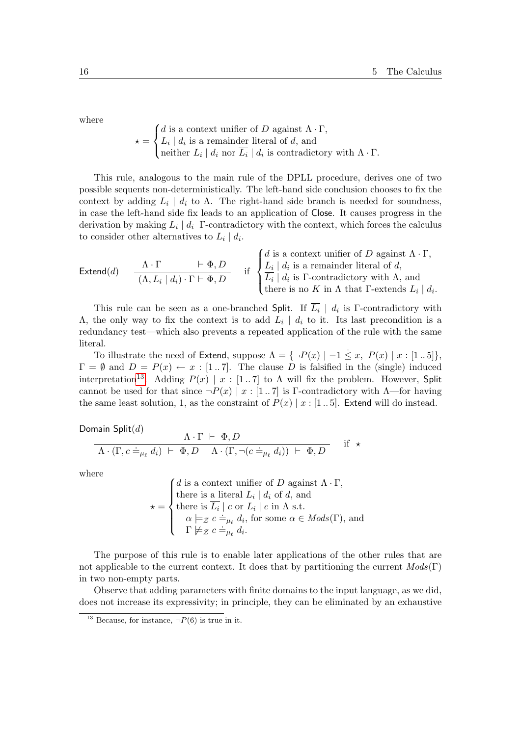where

$$\star = \begin{cases} d \text{ is a context unifier of } D \text{ against } \Lambda \cdot \Gamma, \\ L_i \mid d_i \text{ is a remainder literal of } d, \text{ and} \\ \text{neither } L_i \mid d_i \text{ nor } \overline{L_i} \mid d_i \text{ is contradictory with } \Lambda \cdot \Gamma. \end{cases}$$

This rule, analogous to the main rule of the DPLL procedure, derives one of two possible sequents non-deterministically. The left-hand side conclusion chooses to fix the context by adding $L_i \mid d_i$ to $\Lambda$. The right-hand side branch is needed for soundness, in case the left-hand side fix leads to an application of Close. It causes progress in the derivation by making $L_i \mid d_i$ $\Gamma$-contradictory with the context, which forces the calculus to consider other alternatives to $L_i \mid d_i$.

$$\mathsf{Extend}(d) \quad \frac{\Lambda \cdot \Gamma \qquad \vdash \Phi, D}{(\Lambda, L_i \mid d_i) \cdot \Gamma \vdash \Phi, D} \quad \text{if } \begin{cases} d \text{ is a context unifier of } D \text{ against } \Lambda \cdot \Gamma, \\ L_i \mid d_i \text{ is a remainder literal of } d, \\ \overline{L_i} \mid d_i \text{ is } \Gamma\text{-contradictory with } \Lambda, \text{ and} \\ \text{there is no } K \text{ in } \Lambda \text{ that } \Gamma\text{-extends } L_i \mid d_i. \end{cases}$$

This rule can be seen as a one-branched Split. If $\overline{L_i} \mid d_i$ is $\Gamma$-contradictory with $\Lambda$, the only way to fix the context is to add $L_i \mid d_i$ to it. Its last precondition is a redundancy test—which also prevents a repeated application of the rule with the same literal.

To illustrate the need of Extend, suppose $\Lambda = \{\neg P(x) \mid -1 \dot{\leq} x,\ P(x) \mid x : [1\,..\,5]\}$, $\Gamma = \emptyset$ and $D = P(x) \leftarrow x : [1\,..\,7]$. The clause $D$ is falsified in the (single) induced interpretation[13]. Adding $P(x) \mid x : [1\,..\,7]$ to $\Lambda$ will fix the problem. However, Split cannot be used for that since $\neg P(x) \mid x : [1\,..\,7]$ is $\Gamma$-contradictory with $\Lambda$—for having the same least solution, 1, as the constraint of $P(x) \mid x : [1\,..\,5]$. Extend will do instead.

Domain Split$(d)$

$$\frac{\Lambda \cdot \Gamma \ \vdash \ \Phi, D}{\Lambda \cdot (\Gamma, c \doteq_{\mu_\ell} d_i) \ \vdash \ \Phi, D \qquad \Lambda \cdot (\Gamma, \neg(c \doteq_{\mu_\ell} d_i)) \ \vdash \ \Phi, D} \quad \text{if } \star$$

where

$$\star = \begin{cases} d \text{ is a context unifier of } D \text{ against } \Lambda \cdot \Gamma, \\ \text{there is a literal } L_i \mid d_i \text{ of } d, \text{ and} \\ \text{there is } \overline{L_i} \mid c \text{ or } L_i \mid c \text{ in } \Lambda \text{ s.t.} \\ \quad \alpha \models_{\mathcal{Z}} c \doteq_{\mu_\ell} d_i, \text{ for some } \alpha \in \mathit{Mods}(\Gamma), \text{ and} \\ \quad \Gamma \not\models_{\mathcal{Z}} c \doteq_{\mu_\ell} d_i. \end{cases}$$

The purpose of this rule is to enable later applications of the other rules that are not applicable to the current context. It does that by partitioning the current $\mathit{Mods}(\Gamma)$ in two non-empty parts.

Observe that adding parameters with finite domains to the input language, as we did, does not increase its expressivity; in principle, they can be eliminated by an exhaustive

[13] Because, for instance, $\neg P(6)$ is true in it.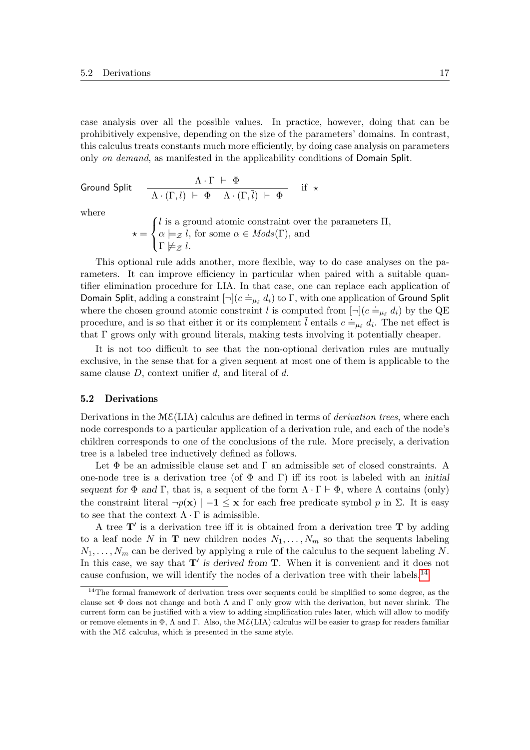case analysis over all the possible values. In practice, however, doing that can be prohibitively expensive, depending on the size of the parameters' domains. In contrast, this calculus treats constants much more efficiently, by doing case analysis on parameters only *on demand*, as manifested in the applicability conditions of Domain Split.

$$\textsf{Ground Split} \quad \frac{\Lambda \cdot \Gamma \ \vdash \ \Phi}{\Lambda \cdot (\Gamma, l) \ \vdash \ \Phi \quad \Lambda \cdot (\Gamma, \overline{l}) \ \vdash \ \Phi} \quad \text{if } \star$$

where

$$\star = \begin{cases} l \text{ is a ground atomic constraint over the parameters } \Pi, \\ \alpha \models_{\mathbb{Z}} l, \text{ for some } \alpha \in \mathit{Mods}(\Gamma), \text{ and} \\ \Gamma \not\models_{\mathbb{Z}} l. \end{cases}$$

This optional rule adds another, more flexible, way to do case analyses on the parameters. It can improve efficiency in particular when paired with a suitable quantifier elimination procedure for LIA. In that case, one can replace each application of Domain Split, adding a constraint $[\neg](c \doteq_{\mu_\ell} d_i)$ to $\Gamma$, with one application of Ground Split where the chosen ground atomic constraint $l$ is computed from $[\neg](c \doteq_{\mu_\ell} d_i)$ by the QE procedure, and is so that either it or its complement $\overline{l}$ entails $c \doteq_{\mu_\ell} d_i$. The net effect is that $\Gamma$ grows only with ground literals, making tests involving it potentially cheaper.

It is not too difficult to see that the non-optional derivation rules are mutually exclusive, in the sense that for a given sequent at most one of them is applicable to the same clause $D$, context unifier $d$, and literal of $d$.

## 5.2 Derivations

Derivations in the $\mathcal{ME}$(LIA) calculus are defined in terms of *derivation trees*, where each node corresponds to a particular application of a derivation rule, and each of the node's children corresponds to one of the conclusions of the rule. More precisely, a derivation tree is a labeled tree inductively defined as follows.

Let $\Phi$ be an admissible clause set and $\Gamma$ an admissible set of closed constraints. A one-node tree is a derivation tree (of $\Phi$ and $\Gamma$) iff its root is labeled with an *initial sequent for $\Phi$ and $\Gamma$*, that is, a sequent of the form $\Lambda \cdot \Gamma \vdash \Phi$, where $\Lambda$ contains (only) the constraint literal $\neg p(\mathbf{x}) \mid -\mathbf{1} \leq \mathbf{x}$ for each free predicate symbol $p$ in $\Sigma$. It is easy to see that the context $\Lambda \cdot \Gamma$ is admissible.

A tree $\mathbf{T}'$ is a derivation tree iff it is obtained from a derivation tree $\mathbf{T}$ by adding to a leaf node $N$ in $\mathbf{T}$ new children nodes $N_1, \ldots, N_m$ so that the sequents labeling $N_1, \ldots, N_m$ can be derived by applying a rule of the calculus to the sequent labeling $N$. In this case, we say that *$\mathbf{T}'$ is derived from $\mathbf{T}$*. When it is convenient and it does not cause confusion, we will identify the nodes of a derivation tree with their labels.[14]

[14] The formal framework of derivation trees over sequents could be simplified to some degree, as the clause set $\Phi$ does not change and both $\Lambda$ and $\Gamma$ only grow with the derivation, but never shrink. The current form can be justified with a view to adding simplification rules later, which will allow to modify or remove elements in $\Phi$, $\Lambda$ and $\Gamma$. Also, the $\mathcal{ME}$(LIA) calculus will be easier to grasp for readers familiar with the $\mathcal{ME}$ calculus, which is presented in the same style.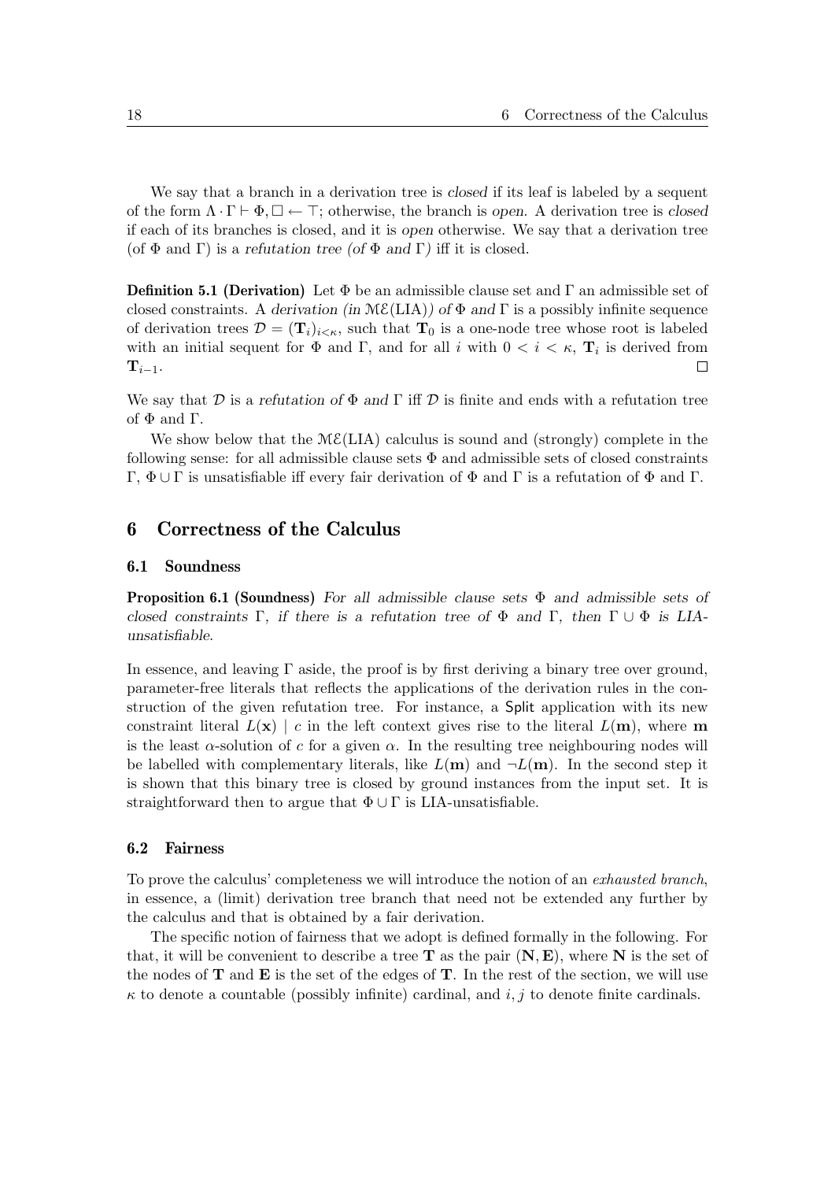We say that a branch in a derivation tree is *closed* if its leaf is labeled by a sequent of the form $\Lambda \cdot \Gamma \vdash \Phi, \Box \leftarrow \top$; otherwise, the branch is *open*. A derivation tree is *closed* if each of its branches is closed, and it is *open* otherwise. We say that a derivation tree (of $\Phi$ and $\Gamma$) is a *refutation tree (of $\Phi$ and $\Gamma$)* iff it is closed.

**Definition 5.1 (Derivation)** Let $\Phi$ be an admissible clause set and $\Gamma$ an admissible set of closed constraints. A *derivation (in $\mathcal{ME}$(LIA)) of $\Phi$ and $\Gamma$* is a possibly infinite sequence of derivation trees $\mathcal{D} = (\mathbf{T}_i)_{i<\kappa}$, such that $\mathbf{T}_0$ is a one-node tree whose root is labeled with an initial sequent for $\Phi$ and $\Gamma$, and for all $i$ with $0 < i < \kappa$, $\mathbf{T}_i$ is derived from $\mathbf{T}_{i-1}$. $\square$

We say that $\mathcal{D}$ is a *refutation of $\Phi$ and $\Gamma$* iff $\mathcal{D}$ is finite and ends with a refutation tree of $\Phi$ and $\Gamma$.

We show below that the $\mathcal{ME}$(LIA) calculus is sound and (strongly) complete in the following sense: for all admissible clause sets $\Phi$ and admissible sets of closed constraints $\Gamma$, $\Phi \cup \Gamma$ is unsatisfiable iff every fair derivation of $\Phi$ and $\Gamma$ is a refutation of $\Phi$ and $\Gamma$.

# 6 Correctness of the Calculus

## 6.1 Soundness

**Proposition 6.1 (Soundness)** *For all admissible clause sets $\Phi$ and admissible sets of closed constraints $\Gamma$, if there is a refutation tree of $\Phi$ and $\Gamma$, then $\Gamma \cup \Phi$ is LIA-unsatisfiable.*

In essence, and leaving $\Gamma$ aside, the proof is by first deriving a binary tree over ground, parameter-free literals that reflects the applications of the derivation rules in the construction of the given refutation tree. For instance, a Split application with its new constraint literal $L(\mathbf{x}) \mid c$ in the left context gives rise to the literal $L(\mathbf{m})$, where $\mathbf{m}$ is the least $\alpha$-solution of $c$ for a given $\alpha$. In the resulting tree neighbouring nodes will be labelled with complementary literals, like $L(\mathbf{m})$ and $\neg L(\mathbf{m})$. In the second step it is shown that this binary tree is closed by ground instances from the input set. It is straightforward then to argue that $\Phi \cup \Gamma$ is LIA-unsatisfiable.

## 6.2 Fairness

To prove the calculus' completeness we will introduce the notion of an *exhausted branch*, in essence, a (limit) derivation tree branch that need not be extended any further by the calculus and that is obtained by a fair derivation.

The specific notion of fairness that we adopt is defined formally in the following. For that, it will be convenient to describe a tree $\mathbf{T}$ as the pair $(\mathbf{N}, \mathbf{E})$, where $\mathbf{N}$ is the set of the nodes of $\mathbf{T}$ and $\mathbf{E}$ is the set of the edges of $\mathbf{T}$. In the rest of the section, we will use $\kappa$ to denote a countable (possibly infinite) cardinal, and $i, j$ to denote finite cardinals.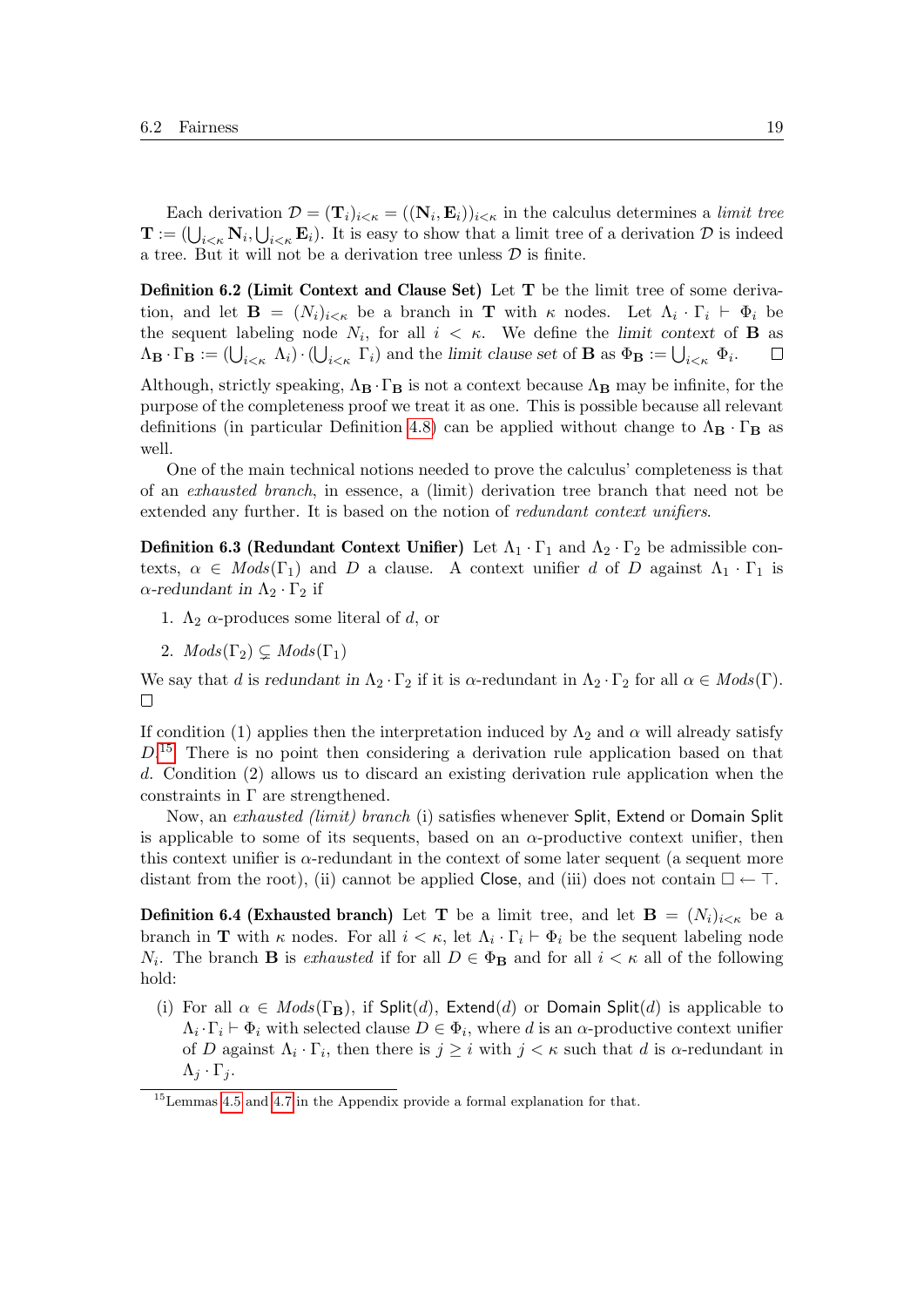Each derivation $\mathcal{D} = (\mathbf{T}_i)_{i<\kappa} = ((\mathbf{N}_i, \mathbf{E}_i))_{i<\kappa}$ in the calculus determines a *limit tree* $\mathbf{T} := (\bigcup_{i<\kappa} \mathbf{N}_i, \bigcup_{i<\kappa} \mathbf{E}_i)$. It is easy to show that a limit tree of a derivation $\mathcal{D}$ is indeed a tree. But it will not be a derivation tree unless $\mathcal{D}$ is finite.

**Definition 6.2 (Limit Context and Clause Set)** Let $\mathbf{T}$ be the limit tree of some derivation, and let $\mathbf{B} = (N_i)_{i<\kappa}$ be a branch in $\mathbf{T}$ with $\kappa$ nodes. Let $\Lambda_i \cdot \Gamma_i \vdash \Phi_i$ be the sequent labeling node $N_i$, for all $i < \kappa$. We define the *limit context* of $\mathbf{B}$ as $\Lambda_\mathbf{B} \cdot \Gamma_\mathbf{B} := (\bigcup_{i<\kappa} \Lambda_i) \cdot (\bigcup_{i<\kappa} \Gamma_i)$ and the *limit clause set* of $\mathbf{B}$ as $\Phi_\mathbf{B} := \bigcup_{i<\kappa} \Phi_i$. $\square$

Although, strictly speaking, $\Lambda_\mathbf{B} \cdot \Gamma_\mathbf{B}$ is not a context because $\Lambda_\mathbf{B}$ may be infinite, for the purpose of the completeness proof we treat it as one. This is possible because all relevant definitions (in particular Definition 4.8) can be applied without change to $\Lambda_\mathbf{B} \cdot \Gamma_\mathbf{B}$ as well.

One of the main technical notions needed to prove the calculus' completeness is that of an *exhausted branch*, in essence, a (limit) derivation tree branch that need not be extended any further. It is based on the notion of *redundant context unifiers*.

**Definition 6.3 (Redundant Context Unifier)** Let $\Lambda_1 \cdot \Gamma_1$ and $\Lambda_2 \cdot \Gamma_2$ be admissible contexts, $\alpha \in \mathit{Mods}(\Gamma_1)$ and $D$ a clause. A context unifier $d$ of $D$ against $\Lambda_1 \cdot \Gamma_1$ is *$\alpha$-redundant in* $\Lambda_2 \cdot \Gamma_2$ if

1. $\Lambda_2$ $\alpha$-produces some literal of $d$, or
2. $\mathit{Mods}(\Gamma_2) \subsetneq \mathit{Mods}(\Gamma_1)$

We say that $d$ is *redundant in* $\Lambda_2 \cdot \Gamma_2$ if it is $\alpha$-redundant in $\Lambda_2 \cdot \Gamma_2$ for all $\alpha \in \mathit{Mods}(\Gamma)$. $\square$

If condition (1) applies then the interpretation induced by $\Lambda_2$ and $\alpha$ will already satisfy $D$.[15] There is no point then considering a derivation rule application based on that $d$. Condition (2) allows us to discard an existing derivation rule application when the constraints in $\Gamma$ are strengthened.

Now, an *exhausted (limit) branch* (i) satisfies whenever Split, Extend or Domain Split is applicable to some of its sequents, based on an $\alpha$-productive context unifier, then this context unifier is $\alpha$-redundant in the context of some later sequent (a sequent more distant from the root), (ii) cannot be applied Close, and (iii) does not contain $\square \leftarrow \top$.

**Definition 6.4 (Exhausted branch)** Let $\mathbf{T}$ be a limit tree, and let $\mathbf{B} = (N_i)_{i<\kappa}$ be a branch in $\mathbf{T}$ with $\kappa$ nodes. For all $i < \kappa$, let $\Lambda_i \cdot \Gamma_i \vdash \Phi_i$ be the sequent labeling node $N_i$. The branch $\mathbf{B}$ is *exhausted* if for all $D \in \Phi_\mathbf{B}$ and for all $i < \kappa$ all of the following hold:

(i) For all $\alpha \in \mathit{Mods}(\Gamma_\mathbf{B})$, if Split$(d)$, Extend$(d)$ or Domain Split$(d)$ is applicable to $\Lambda_i \cdot \Gamma_i \vdash \Phi_i$ with selected clause $D \in \Phi_i$, where $d$ is an $\alpha$-productive context unifier of $D$ against $\Lambda_i \cdot \Gamma_i$, then there is $j \geq i$ with $j < \kappa$ such that $d$ is $\alpha$-redundant in $\Lambda_j \cdot \Gamma_j$.

[15] Lemmas 4.5 and 4.7 in the Appendix provide a formal explanation for that.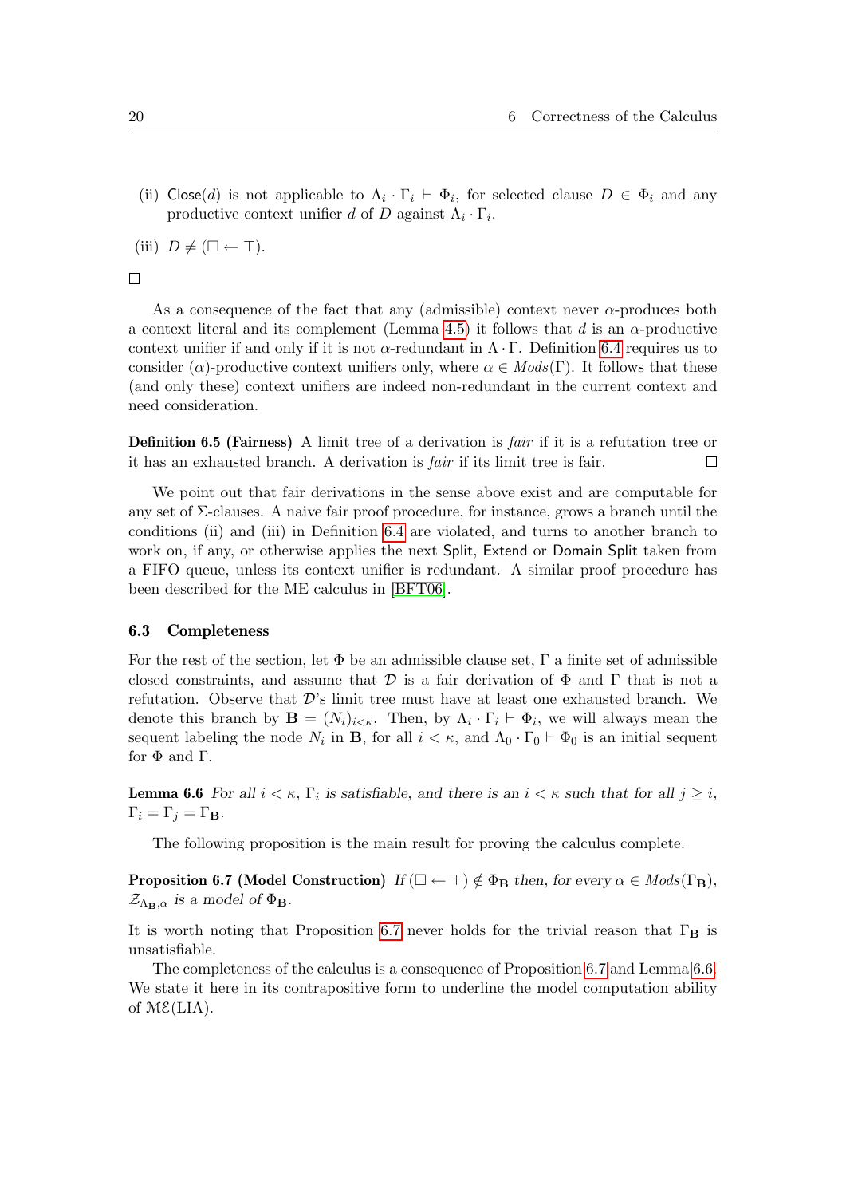(ii) $\mathsf{Close}(d)$ is not applicable to $\Lambda_i \cdot \Gamma_i \vdash \Phi_i$, for selected clause $D \in \Phi_i$ and any productive context unifier $d$ of $D$ against $\Lambda_i \cdot \Gamma_i$.

(iii) $D \neq (\Box \leftarrow \top)$.

$\Box$

As a consequence of the fact that any (admissible) context never $\alpha$-produces both a context literal and its complement (Lemma 4.5) it follows that $d$ is an $\alpha$-productive context unifier if and only if it is not $\alpha$-redundant in $\Lambda \cdot \Gamma$. Definition 6.4 requires us to consider ($\alpha$)-productive context unifiers only, where $\alpha \in \mathit{Mods}(\Gamma)$. It follows that these (and only these) context unifiers are indeed non-redundant in the current context and need consideration.

**Definition 6.5 (Fairness)** A limit tree of a derivation is *fair* if it is a refutation tree or it has an exhausted branch. A derivation is *fair* if its limit tree is fair. $\Box$

We point out that fair derivations in the sense above exist and are computable for any set of $\Sigma$-clauses. A naive fair proof procedure, for instance, grows a branch until the conditions (ii) and (iii) in Definition 6.4 are violated, and turns to another branch to work on, if any, or otherwise applies the next $\mathsf{Split}$, $\mathsf{Extend}$ or $\mathsf{Domain\ Split}$ taken from a FIFO queue, unless its context unifier is redundant. A similar proof procedure has been described for the ME calculus in [BFT06].

### 6.3 Completeness

For the rest of the section, let $\Phi$ be an admissible clause set, $\Gamma$ a finite set of admissible closed constraints, and assume that $\mathcal{D}$ is a fair derivation of $\Phi$ and $\Gamma$ that is not a refutation. Observe that $\mathcal{D}$'s limit tree must have at least one exhausted branch. We denote this branch by $\mathbf{B} = (N_i)_{i<\kappa}$. Then, by $\Lambda_i \cdot \Gamma_i \vdash \Phi_i$, we will always mean the sequent labeling the node $N_i$ in $\mathbf{B}$, for all $i < \kappa$, and $\Lambda_0 \cdot \Gamma_0 \vdash \Phi_0$ is an initial sequent for $\Phi$ and $\Gamma$.

**Lemma 6.6** *For all $i < \kappa$, $\Gamma_i$ is satisfiable, and there is an $i < \kappa$ such that for all $j \geq i$, $\Gamma_i = \Gamma_j = \Gamma_{\mathbf{B}}$.*

The following proposition is the main result for proving the calculus complete.

**Proposition 6.7 (Model Construction)** *If $(\Box \leftarrow \top) \notin \Phi_{\mathbf{B}}$ then, for every $\alpha \in \mathit{Mods}(\Gamma_{\mathbf{B}})$, $\mathcal{Z}_{\Lambda_{\mathbf{B}},\alpha}$ is a model of $\Phi_{\mathbf{B}}$.*

It is worth noting that Proposition 6.7 never holds for the trivial reason that $\Gamma_{\mathbf{B}}$ is unsatisfiable.

The completeness of the calculus is a consequence of Proposition 6.7 and Lemma 6.6. We state it here in its contrapositive form to underline the model computation ability of $\mathcal{ME}(\mathrm{LIA})$.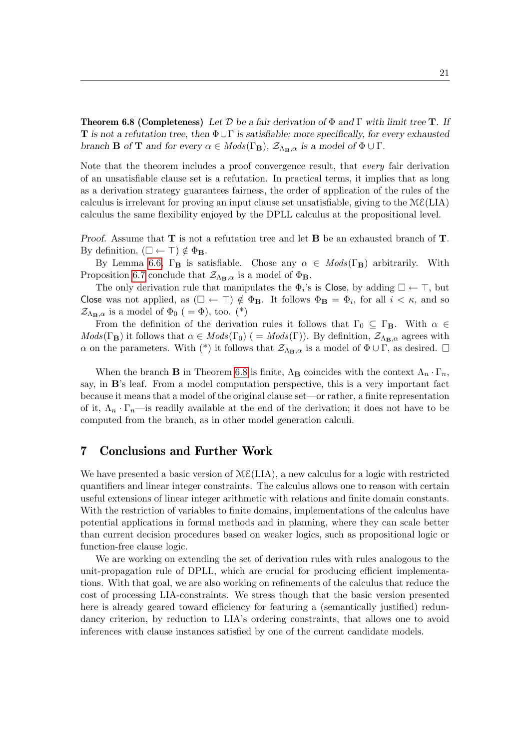**Theorem 6.8 (Completeness)** *Let $\mathcal{D}$ be a fair derivation of $\Phi$ and $\Gamma$ with limit tree $\mathbf{T}$. If $\mathbf{T}$ is not a refutation tree, then $\Phi \cup \Gamma$ is satisfiable; more specifically, for every exhausted branch $\mathbf{B}$ of $\mathbf{T}$ and for every $\alpha \in Mods(\Gamma_{\mathbf{B}})$, $\mathcal{Z}_{\Lambda_{\mathbf{B}},\alpha}$ is a model of $\Phi \cup \Gamma$.*

Note that the theorem includes a proof convergence result, that *every* fair derivation of an unsatisfiable clause set is a refutation. In practical terms, it implies that as long as a derivation strategy guarantees fairness, the order of application of the rules of the calculus is irrelevant for proving an input clause set unsatisfiable, giving to the $\mathcal{ME}$(LIA) calculus the same flexibility enjoyed by the DPLL calculus at the propositional level.

*Proof.* Assume that $\mathbf{T}$ is not a refutation tree and let $\mathbf{B}$ be an exhausted branch of $\mathbf{T}$. By definition, $(\Box \leftarrow \top) \notin \Phi_{\mathbf{B}}$.

By Lemma 6.6, $\Gamma_{\mathbf{B}}$ is satisfiable. Chose any $\alpha \in Mods(\Gamma_{\mathbf{B}})$ arbitrarily. With Proposition 6.7 conclude that $\mathcal{Z}_{\Lambda_{\mathbf{B}},\alpha}$ is a model of $\Phi_{\mathbf{B}}$.

The only derivation rule that manipulates the $\Phi_i$'s is Close, by adding $\Box \leftarrow \top$, but Close was not applied, as $(\Box \leftarrow \top) \notin \Phi_{\mathbf{B}}$. It follows $\Phi_{\mathbf{B}} = \Phi_i$, for all $i < \kappa$, and so $\mathcal{Z}_{\Lambda_{\mathbf{B}},\alpha}$ is a model of $\Phi_0$ ( $= \Phi$), too. (\*)

From the definition of the derivation rules it follows that $\Gamma_0 \subseteq \Gamma_{\mathbf{B}}$. With $\alpha \in Mods(\Gamma_{\mathbf{B}})$ it follows that $\alpha \in Mods(\Gamma_0)$ ( $= Mods(\Gamma)$). By definition, $\mathcal{Z}_{\Lambda_{\mathbf{B}},\alpha}$ agrees with $\alpha$ on the parameters. With (\*) it follows that $\mathcal{Z}_{\Lambda_{\mathbf{B}},\alpha}$ is a model of $\Phi \cup \Gamma$, as desired. $\Box$

When the branch $\mathbf{B}$ in Theorem 6.8 is finite, $\Lambda_{\mathbf{B}}$ coincides with the context $\Lambda_n \cdot \Gamma_n$, say, in $\mathbf{B}$'s leaf. From a model computation perspective, this is a very important fact because it means that a model of the original clause set—or rather, a finite representation of it, $\Lambda_n \cdot \Gamma_n$—is readily available at the end of the derivation; it does not have to be computed from the branch, as in other model generation calculi.

## 7 Conclusions and Further Work

We have presented a basic version of $\mathcal{ME}$(LIA), a new calculus for a logic with restricted quantifiers and linear integer constraints. The calculus allows one to reason with certain useful extensions of linear integer arithmetic with relations and finite domain constants. With the restriction of variables to finite domains, implementations of the calculus have potential applications in formal methods and in planning, where they can scale better than current decision procedures based on weaker logics, such as propositional logic or function-free clause logic.

We are working on extending the set of derivation rules with rules analogous to the unit-propagation rule of DPLL, which are crucial for producing efficient implementations. With that goal, we are also working on refinements of the calculus that reduce the cost of processing LIA-constraints. We stress though that the basic version presented here is already geared toward efficiency for featuring a (semantically justified) redundancy criterion, by reduction to LIA's ordering constraints, that allows one to avoid inferences with clause instances satisfied by one of the current candidate models.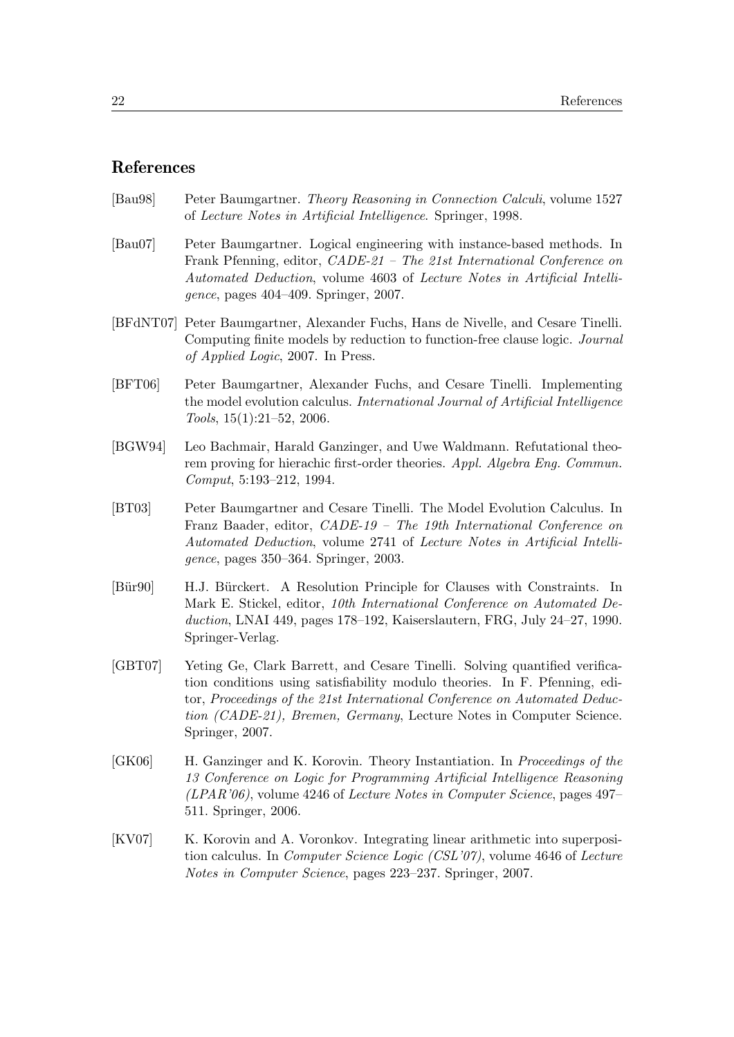## References

[Bau98] Peter Baumgartner. *Theory Reasoning in Connection Calculi*, volume 1527 of *Lecture Notes in Artificial Intelligence*. Springer, 1998.

[Bau07] Peter Baumgartner. Logical engineering with instance-based methods. In Frank Pfenning, editor, *CADE-21 – The 21st International Conference on Automated Deduction*, volume 4603 of *Lecture Notes in Artificial Intelligence*, pages 404–409. Springer, 2007.

[BFdNT07] Peter Baumgartner, Alexander Fuchs, Hans de Nivelle, and Cesare Tinelli. Computing finite models by reduction to function-free clause logic. *Journal of Applied Logic*, 2007. In Press.

[BFT06] Peter Baumgartner, Alexander Fuchs, and Cesare Tinelli. Implementing the model evolution calculus. *International Journal of Artificial Intelligence Tools*, 15(1):21–52, 2006.

[BGW94] Leo Bachmair, Harald Ganzinger, and Uwe Waldmann. Refutational theorem proving for hierachic first-order theories. *Appl. Algebra Eng. Commun. Comput*, 5:193–212, 1994.

[BT03] Peter Baumgartner and Cesare Tinelli. The Model Evolution Calculus. In Franz Baader, editor, *CADE-19 – The 19th International Conference on Automated Deduction*, volume 2741 of *Lecture Notes in Artificial Intelligence*, pages 350–364. Springer, 2003.

[Bür90] H.J. Bürckert. A Resolution Principle for Clauses with Constraints. In Mark E. Stickel, editor, *10th International Conference on Automated Deduction*, LNAI 449, pages 178–192, Kaiserslautern, FRG, July 24–27, 1990. Springer-Verlag.

[GBT07] Yeting Ge, Clark Barrett, and Cesare Tinelli. Solving quantified verification conditions using satisfiability modulo theories. In F. Pfenning, editor, *Proceedings of the 21st International Conference on Automated Deduction (CADE-21), Bremen, Germany*, Lecture Notes in Computer Science. Springer, 2007.

[GK06] H. Ganzinger and K. Korovin. Theory Instantiation. In *Proceedings of the 13 Conference on Logic for Programming Artificial Intelligence Reasoning (LPAR'06)*, volume 4246 of *Lecture Notes in Computer Science*, pages 497–511. Springer, 2006.

[KV07] K. Korovin and A. Voronkov. Integrating linear arithmetic into superposition calculus. In *Computer Science Logic (CSL'07)*, volume 4646 of *Lecture Notes in Computer Science*, pages 223–237. Springer, 2007.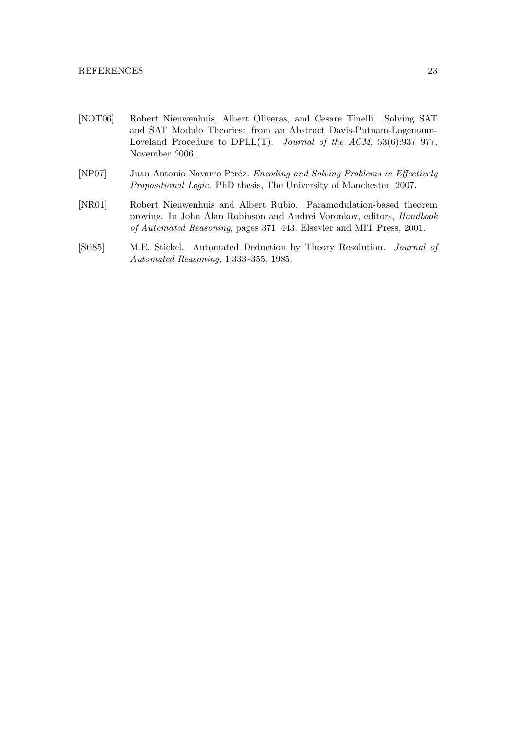[NOT06] Robert Nieuwenhuis, Albert Oliveras, and Cesare Tinelli. Solving SAT and SAT Modulo Theories: from an Abstract Davis-Putnam-Logemann-Loveland Procedure to DPLL(T). *Journal of the ACM*, 53(6):937–977, November 2006.

[NP07] Juan Antonio Navarro Peréz. *Encoding and Solving Problems in Effectively Propositional Logic*. PhD thesis, The University of Manchester, 2007.

[NR01] Robert Nieuwenhuis and Albert Rubio. Paramodulation-based theorem proving. In John Alan Robinson and Andrei Voronkov, editors, *Handbook of Automated Reasoning*, pages 371–443. Elsevier and MIT Press, 2001.

[Sti85] M.E. Stickel. Automated Deduction by Theory Resolution. *Journal of Automated Reasoning*, 1:333–355, 1985.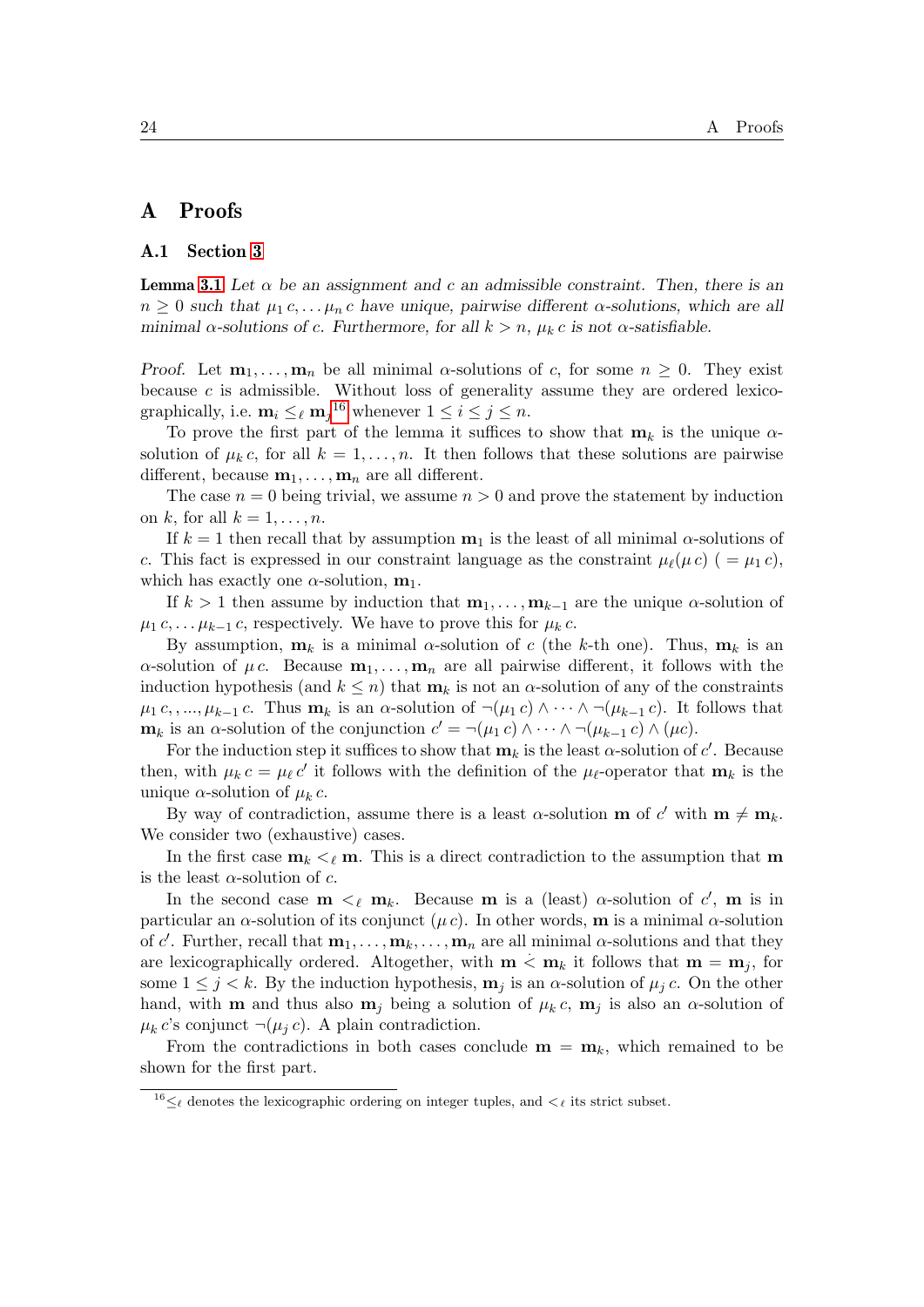# A Proofs

## A.1 Section 3

**Lemma 3.1** *Let $\alpha$ be an assignment and $c$ an admissible constraint. Then, there is an $n \geq 0$ such that $\mu_1\, c, \ldots \mu_n\, c$ have unique, pairwise different $\alpha$-solutions, which are all minimal $\alpha$-solutions of $c$. Furthermore, for all $k > n$, $\mu_k\, c$ is not $\alpha$-satisfiable.*

*Proof.* Let $\mathbf{m}_1, \ldots, \mathbf{m}_n$ be all minimal $\alpha$-solutions of $c$, for some $n \geq 0$. They exist because $c$ is admissible. Without loss of generality assume they are ordered lexicographically, i.e. $\mathbf{m}_i \leq_\ell \mathbf{m}_j$[16] whenever $1 \leq i \leq j \leq n$.

To prove the first part of the lemma it suffices to show that $\mathbf{m}_k$ is the unique $\alpha$-solution of $\mu_k\, c$, for all $k = 1, \ldots, n$. It then follows that these solutions are pairwise different, because $\mathbf{m}_1, \ldots, \mathbf{m}_n$ are all different.

The case $n = 0$ being trivial, we assume $n > 0$ and prove the statement by induction on $k$, for all $k = 1, \ldots, n$.

If $k = 1$ then recall that by assumption $\mathbf{m}_1$ is the least of all minimal $\alpha$-solutions of $c$. This fact is expressed in our constraint language as the constraint $\mu_\ell(\mu\, c)$ ( $= \mu_1\, c$), which has exactly one $\alpha$-solution, $\mathbf{m}_1$.

If $k > 1$ then assume by induction that $\mathbf{m}_1, \ldots, \mathbf{m}_{k-1}$ are the unique $\alpha$-solution of $\mu_1\, c, \ldots \mu_{k-1}\, c$, respectively. We have to prove this for $\mu_k\, c$.

By assumption, $\mathbf{m}_k$ is a minimal $\alpha$-solution of $c$ (the $k$-th one). Thus, $\mathbf{m}_k$ is an $\alpha$-solution of $\mu\, c$. Because $\mathbf{m}_1, \ldots, \mathbf{m}_n$ are all pairwise different, it follows with the induction hypothesis (and $k \leq n$) that $\mathbf{m}_k$ is not an $\alpha$-solution of any of the constraints $\mu_1\, c, , ..., \mu_{k-1}\, c$. Thus $\mathbf{m}_k$ is an $\alpha$-solution of $\neg(\mu_1\, c) \wedge \cdots \wedge \neg(\mu_{k-1}\, c)$. It follows that $\mathbf{m}_k$ is an $\alpha$-solution of the conjunction $c' = \neg(\mu_1\, c) \wedge \cdots \wedge \neg(\mu_{k-1}\, c) \wedge (\mu c)$.

For the induction step it suffices to show that $\mathbf{m}_k$ is the least $\alpha$-solution of $c'$. Because then, with $\mu_k\, c = \mu_\ell\, c'$ it follows with the definition of the $\mu_\ell$-operator that $\mathbf{m}_k$ is the unique $\alpha$-solution of $\mu_k\, c$.

By way of contradiction, assume there is a least $\alpha$-solution $\mathbf{m}$ of $c'$ with $\mathbf{m} \neq \mathbf{m}_k$. We consider two (exhaustive) cases.

In the first case $\mathbf{m}_k <_\ell \mathbf{m}$. This is a direct contradiction to the assumption that $\mathbf{m}$ is the least $\alpha$-solution of $c$.

In the second case $\mathbf{m} <_\ell \mathbf{m}_k$. Because $\mathbf{m}$ is a (least) $\alpha$-solution of $c'$, $\mathbf{m}$ is in particular an $\alpha$-solution of its conjunct $(\mu\, c)$. In other words, $\mathbf{m}$ is a minimal $\alpha$-solution of $c'$. Further, recall that $\mathbf{m}_1, \ldots, \mathbf{m}_k, \ldots, \mathbf{m}_n$ are all minimal $\alpha$-solutions and that they are lexicographically ordered. Altogether, with $\mathbf{m} \dot{<} \mathbf{m}_k$ it follows that $\mathbf{m} = \mathbf{m}_j$, for some $1 \leq j < k$. By the induction hypothesis, $\mathbf{m}_j$ is an $\alpha$-solution of $\mu_j\, c$. On the other hand, with $\mathbf{m}$ and thus also $\mathbf{m}_j$ being a solution of $\mu_k\, c$, $\mathbf{m}_j$ is also an $\alpha$-solution of $\mu_k\, c$'s conjunct $\neg(\mu_j\, c)$. A plain contradiction.

From the contradictions in both cases conclude $\mathbf{m} = \mathbf{m}_k$, which remained to be shown for the first part.

[16] $\leq_\ell$ denotes the lexicographic ordering on integer tuples, and $<_\ell$ its strict subset.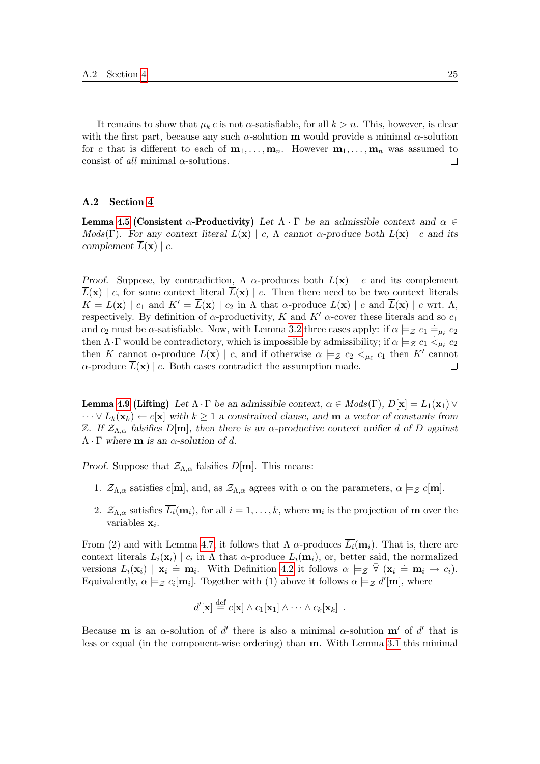It remains to show that $\mu_k\, c$ is not $\alpha$-satisfiable, for all $k > n$. This, however, is clear with the first part, because any such $\alpha$-solution $\mathbf{m}$ would provide a minimal $\alpha$-solution for $c$ that is different to each of $\mathbf{m}_1, \ldots, \mathbf{m}_n$. However $\mathbf{m}_1, \ldots, \mathbf{m}_n$ was assumed to consist of *all* minimal $\alpha$-solutions. □

## A.2 Section 4

**Lemma 4.5 (Consistent $\alpha$-Productivity)** *Let $\Lambda \cdot \Gamma$ be an admissible context and $\alpha \in \mathit{Mods}(\Gamma)$. For any context literal $L(\mathbf{x}) \mid c$, $\Lambda$ cannot $\alpha$-produce both $L(\mathbf{x}) \mid c$ and its complement $\overline{L}(\mathbf{x}) \mid c$.*

*Proof.* Suppose, by contradiction, $\Lambda$ $\alpha$-produces both $L(\mathbf{x}) \mid c$ and its complement $\overline{L}(\mathbf{x}) \mid c$, for some context literal $\overline{L}(\mathbf{x}) \mid c$. Then there need to be two context literals $K = L(\mathbf{x}) \mid c_1$ and $K' = \overline{L}(\mathbf{x}) \mid c_2$ in $\Lambda$ that $\alpha$-produce $L(\mathbf{x}) \mid c$ and $\overline{L}(\mathbf{x}) \mid c$ wrt. $\Lambda$, respectively. By definition of $\alpha$-productivity, $K$ and $K'$ $\alpha$-cover these literals and so $c_1$ and $c_2$ must be $\alpha$-satisfiable. Now, with Lemma 3.2 three cases apply: if $\alpha \models_{\mathcal{Z}} c_1 \doteq_{\mu_\ell} c_2$ then $\Lambda \cdot \Gamma$ would be contradictory, which is impossible by admissibility; if $\alpha \models_{\mathcal{Z}} c_1 \mathrel{\dot{<}}_{\mu_\ell} c_2$ then $K$ cannot $\alpha$-produce $L(\mathbf{x}) \mid c$, and if otherwise $\alpha \models_{\mathcal{Z}} c_2 \mathrel{\dot{<}}_{\mu_\ell} c_1$ then $K'$ cannot $\alpha$-produce $\overline{L}(\mathbf{x}) \mid c$. Both cases contradict the assumption made. □

**Lemma 4.9 (Lifting)** *Let $\Lambda \cdot \Gamma$ be an admissible context, $\alpha \in \mathit{Mods}(\Gamma)$, $D[\mathbf{x}] = L_1(\mathbf{x}_1) \vee \cdots \vee L_k(\mathbf{x}_k) \leftarrow c[\mathbf{x}]$ with $k \geq 1$ a constrained clause, and $\mathbf{m}$ a vector of constants from $\mathbb{Z}$. If $\mathcal{Z}_{\Lambda,\alpha}$ falsifies $D[\mathbf{m}]$, then there is an $\alpha$-productive context unifier $d$ of $D$ against $\Lambda \cdot \Gamma$ where $\mathbf{m}$ is an $\alpha$-solution of $d$.*

*Proof.* Suppose that $\mathcal{Z}_{\Lambda,\alpha}$ falsifies $D[\mathbf{m}]$. This means:

1. $\mathcal{Z}_{\Lambda,\alpha}$ satisfies $c[\mathbf{m}]$, and, as $\mathcal{Z}_{\Lambda,\alpha}$ agrees with $\alpha$ on the parameters, $\alpha \models_{\mathcal{Z}} c[\mathbf{m}]$.

2. $\mathcal{Z}_{\Lambda,\alpha}$ satisfies $\overline{L_i}(\mathbf{m}_i)$, for all $i = 1, \ldots, k$, where $\mathbf{m}_i$ is the projection of $\mathbf{m}$ over the variables $\mathbf{x}_i$.

From (2) and with Lemma 4.7, it follows that $\Lambda$ $\alpha$-produces $\overline{L_i}(\mathbf{m}_i)$. That is, there are context literals $\overline{L_i}(\mathbf{x}_i) \mid c_i$ in $\Lambda$ that $\alpha$-produce $\overline{L_i}(\mathbf{m}_i)$, or, better said, the normalized versions $\overline{L_i}(\mathbf{x}_i) \mid \mathbf{x}_i \doteq \mathbf{m}_i$. With Definition 4.2 it follows $\alpha \models_{\mathcal{Z}} \dot{\forall}\, (\mathbf{x}_i \doteq \mathbf{m}_i \rightarrow c_i)$. Equivalently, $\alpha \models_{\mathcal{Z}} c_i[\mathbf{m}_i]$. Together with (1) above it follows $\alpha \models_{\mathcal{Z}} d'[\mathbf{m}]$, where

$$d'[\mathbf{x}] \stackrel{\text{def}}{=} c[\mathbf{x}] \wedge c_1[\mathbf{x}_1] \wedge \cdots \wedge c_k[\mathbf{x}_k] \ .$$

Because $\mathbf{m}$ is an $\alpha$-solution of $d'$ there is also a minimal $\alpha$-solution $\mathbf{m}'$ of $d'$ that is less or equal (in the component-wise ordering) than $\mathbf{m}$. With Lemma 3.1 this minimal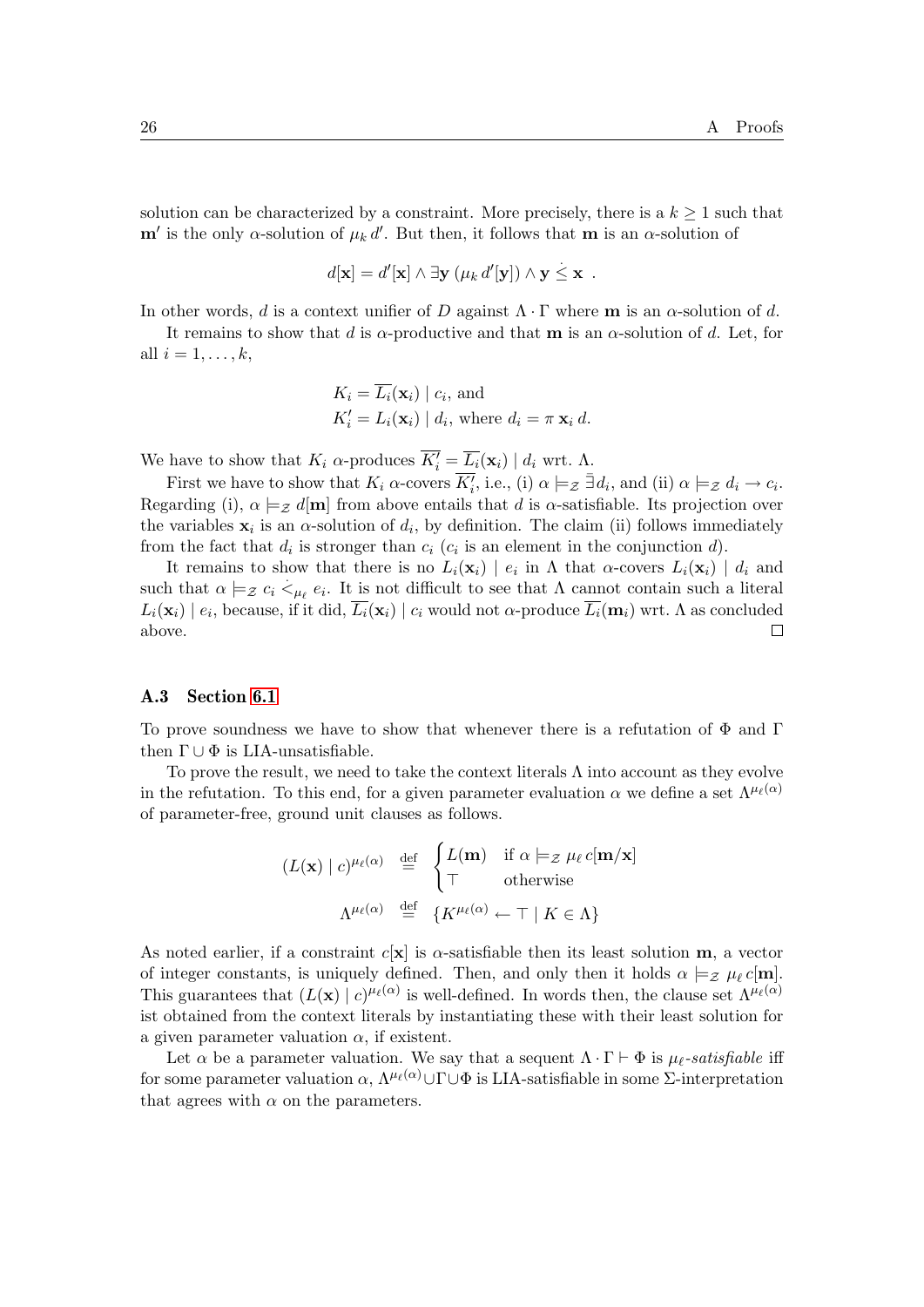solution can be characterized by a constraint. More precisely, there is a $k \geq 1$ such that $\mathbf{m}'$ is the only $\alpha$-solution of $\mu_k\, d'$. But then, it follows that $\mathbf{m}$ is an $\alpha$-solution of

$$d[\mathbf{x}] = d'[\mathbf{x}] \wedge \exists \mathbf{y}\ (\mu_k\, d'[\mathbf{y}]) \wedge \mathbf{y} \mathrel{\dot{\leq}} \mathbf{x}\ .$$

In other words, $d$ is a context unifier of $D$ against $\Lambda \cdot \Gamma$ where $\mathbf{m}$ is an $\alpha$-solution of $d$.

It remains to show that $d$ is $\alpha$-productive and that $\mathbf{m}$ is an $\alpha$-solution of $d$. Let, for all $i = 1, \ldots, k$,

$$\begin{aligned} K_i &= \overline{L_i}(\mathbf{x}_i) \mid c_i, \text{ and} \\ K'_i &= L_i(\mathbf{x}_i) \mid d_i, \text{ where } d_i = \pi\ \mathbf{x}_i\, d. \end{aligned}$$

We have to show that $K_i$ $\alpha$-produces $\overline{K'_i} = \overline{L_i}(\mathbf{x}_i) \mid d_i$ wrt. $\Lambda$.

First we have to show that $K_i$ $\alpha$-covers $\overline{K'_i}$, i.e., (i) $\alpha \models_{\mathcal{Z}} \bar{\exists} d_i$, and (ii) $\alpha \models_{\mathcal{Z}} d_i \rightarrow c_i$. Regarding (i), $\alpha \models_{\mathcal{Z}} d[\mathbf{m}]$ from above entails that $d$ is $\alpha$-satisfiable. Its projection over the variables $\mathbf{x}_i$ is an $\alpha$-solution of $d_i$, by definition. The claim (ii) follows immediately from the fact that $d_i$ is stronger than $c_i$ ($c_i$ is an element in the conjunction $d$).

It remains to show that there is no $L_i(\mathbf{x}_i) \mid e_i$ in $\Lambda$ that $\alpha$-covers $L_i(\mathbf{x}_i) \mid d_i$ and such that $\alpha \models_{\mathcal{Z}} c_i \mathrel{\dot{<}_{\mu_\ell}} e_i$. It is not difficult to see that $\Lambda$ cannot contain such a literal $L_i(\mathbf{x}_i) \mid e_i$, because, if it did, $\overline{L_i}(\mathbf{x}_i) \mid c_i$ would not $\alpha$-produce $\overline{L_i}(\mathbf{m}_i)$ wrt. $\Lambda$ as concluded above. □

### A.3 Section 6.1

To prove soundness we have to show that whenever there is a refutation of $\Phi$ and $\Gamma$ then $\Gamma \cup \Phi$ is LIA-unsatisfiable.

To prove the result, we need to take the context literals $\Lambda$ into account as they evolve in the refutation. To this end, for a given parameter evaluation $\alpha$ we define a set $\Lambda^{\mu_\ell(\alpha)}$ of parameter-free, ground unit clauses as follows.

$$\begin{aligned} (L(\mathbf{x}) \mid c)^{\mu_\ell(\alpha)} &\stackrel{\text{def}}{=} \begin{cases} L(\mathbf{m}) & \text{if } \alpha \models_{\mathcal{Z}} \mu_\ell\, c[\mathbf{m}/\mathbf{x}] \\ \top & \text{otherwise} \end{cases} \\ \Lambda^{\mu_\ell(\alpha)} &\stackrel{\text{def}}{=} \{K^{\mu_\ell(\alpha)} \leftarrow \top \mid K \in \Lambda\} \end{aligned}$$

As noted earlier, if a constraint $c[\mathbf{x}]$ is $\alpha$-satisfiable then its least solution $\mathbf{m}$, a vector of integer constants, is uniquely defined. Then, and only then it holds $\alpha \models_{\mathcal{Z}} \mu_\ell\, c[\mathbf{m}]$. This guarantees that $(L(\mathbf{x}) \mid c)^{\mu_\ell(\alpha)}$ is well-defined. In words then, the clause set $\Lambda^{\mu_\ell(\alpha)}$ ist obtained from the context literals by instantiating these with their least solution for a given parameter valuation $\alpha$, if existent.

Let $\alpha$ be a parameter valuation. We say that a sequent $\Lambda \cdot \Gamma \vdash \Phi$ is *$\mu_\ell$-satisfiable* iff for some parameter valuation $\alpha$, $\Lambda^{\mu_\ell(\alpha)} \cup \Gamma \cup \Phi$ is LIA-satisfiable in some $\Sigma$-interpretation that agrees with $\alpha$ on the parameters.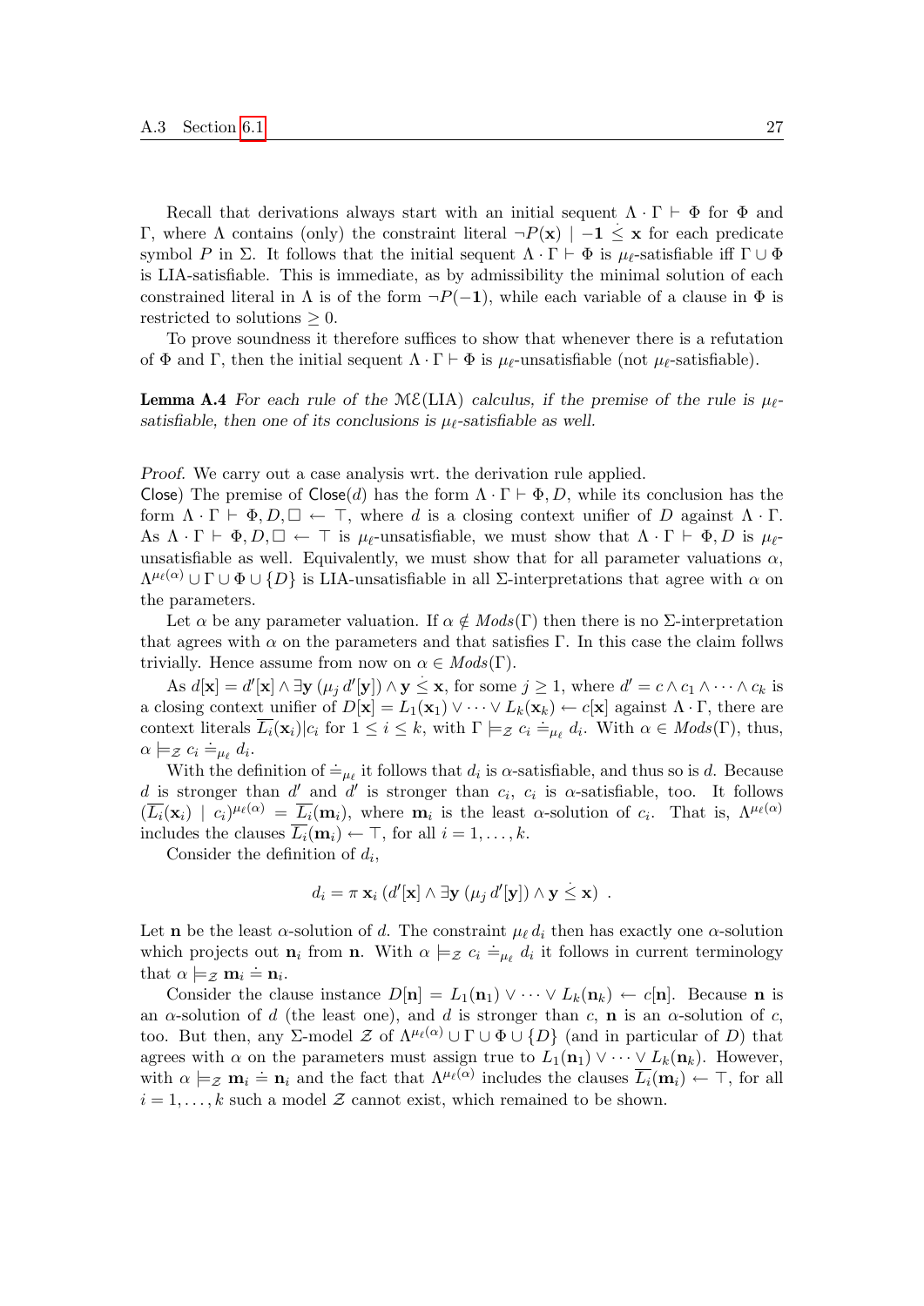Recall that derivations always start with an initial sequent $\Lambda \cdot \Gamma \vdash \Phi$ for $\Phi$ and $\Gamma$, where $\Lambda$ contains (only) the constraint literal $\neg P(\mathbf{x}) \mid -\mathbf{1} \mathrel{\dot{\leq}} \mathbf{x}$ for each predicate symbol $P$ in $\Sigma$. It follows that the initial sequent $\Lambda \cdot \Gamma \vdash \Phi$ is $\mu_\ell$-satisfiable iff $\Gamma \cup \Phi$ is LIA-satisfiable. This is immediate, as by admissibility the minimal solution of each constrained literal in $\Lambda$ is of the form $\neg P(-\mathbf{1})$, while each variable of a clause in $\Phi$ is restricted to solutions $\geq 0$.

To prove soundness it therefore suffices to show that whenever there is a refutation of $\Phi$ and $\Gamma$, then the initial sequent $\Lambda \cdot \Gamma \vdash \Phi$ is $\mu_\ell$-unsatisfiable (not $\mu_\ell$-satisfiable).

**Lemma A.4** *For each rule of the $\mathcal{ME}$(LIA) calculus, if the premise of the rule is $\mu_\ell$-satisfiable, then one of its conclusions is $\mu_\ell$-satisfiable as well.*

*Proof.* We carry out a case analysis wrt. the derivation rule applied.
Close) The premise of $\mathsf{Close}(d)$ has the form $\Lambda \cdot \Gamma \vdash \Phi, D$, while its conclusion has the form $\Lambda \cdot \Gamma \vdash \Phi, D, \Box \leftarrow \top$, where $d$ is a closing context unifier of $D$ against $\Lambda \cdot \Gamma$. As $\Lambda \cdot \Gamma \vdash \Phi, D, \Box \leftarrow \top$ is $\mu_\ell$-unsatisfiable, we must show that $\Lambda \cdot \Gamma \vdash \Phi, D$ is $\mu_\ell$-unsatisfiable as well. Equivalently, we must show that for all parameter valuations $\alpha$, $\Lambda^{\mu_\ell(\alpha)} \cup \Gamma \cup \Phi \cup \{D\}$ is LIA-unsatisfiable in all $\Sigma$-interpretations that agree with $\alpha$ on the parameters.

Let $\alpha$ be any parameter valuation. If $\alpha \notin \mathit{Mods}(\Gamma)$ then there is no $\Sigma$-interpretation that agrees with $\alpha$ on the parameters and that satisfies $\Gamma$. In this case the claim follws trivially. Hence assume from now on $\alpha \in \mathit{Mods}(\Gamma)$.

As $d[\mathbf{x}] = d'[\mathbf{x}] \wedge \exists \mathbf{y}\, (\mu_j\, d'[\mathbf{y}]) \wedge \mathbf{y} \mathrel{\dot{\leq}} \mathbf{x}$, for some $j \geq 1$, where $d' = c \wedge c_1 \wedge \cdots \wedge c_k$ is a closing context unifier of $D[\mathbf{x}] = L_1(\mathbf{x}_1) \vee \cdots \vee L_k(\mathbf{x}_k) \leftarrow c[\mathbf{x}]$ against $\Lambda \cdot \Gamma$, there are context literals $\overline{L_i}(\mathbf{x}_i) | c_i$ for $1 \leq i \leq k$, with $\Gamma \models_{\mathcal{Z}} c_i \doteq_{\mu_\ell} d_i$. With $\alpha \in \mathit{Mods}(\Gamma)$, thus, $\alpha \models_{\mathcal{Z}} c_i \doteq_{\mu_\ell} d_i$.

With the definition of $\doteq_{\mu_\ell}$ it follows that $d_i$ is $\alpha$-satisfiable, and thus so is $d$. Because $d$ is stronger than $d'$ and $d'$ is stronger than $c_i$, $c_i$ is $\alpha$-satisfiable, too. It follows $(\overline{L_i}(\mathbf{x}_i) \mid c_i)^{\mu_\ell(\alpha)} = \overline{L_i}(\mathbf{m}_i)$, where $\mathbf{m}_i$ is the least $\alpha$-solution of $c_i$. That is, $\Lambda^{\mu_\ell(\alpha)}$ includes the clauses $\overline{L_i}(\mathbf{m}_i) \leftarrow \top$, for all $i = 1, \ldots, k$.

Consider the definition of $d_i$,

$$d_i = \pi\, \mathbf{x}_i\, (d'[\mathbf{x}] \wedge \exists \mathbf{y}\, (\mu_j\, d'[\mathbf{y}]) \wedge \mathbf{y} \mathrel{\dot{\leq}} \mathbf{x}) \enspace .$$

Let $\mathbf{n}$ be the least $\alpha$-solution of $d$. The constraint $\mu_\ell\, d_i$ then has exactly one $\alpha$-solution which projects out $\mathbf{n}_i$ from $\mathbf{n}$. With $\alpha \models_{\mathcal{Z}} c_i \doteq_{\mu_\ell} d_i$ it follows in current terminology that $\alpha \models_{\mathcal{Z}} \mathbf{m}_i \doteq \mathbf{n}_i$.

Consider the clause instance $D[\mathbf{n}] = L_1(\mathbf{n}_1) \vee \cdots \vee L_k(\mathbf{n}_k) \leftarrow c[\mathbf{n}]$. Because $\mathbf{n}$ is an $\alpha$-solution of $d$ (the least one), and $d$ is stronger than $c$, $\mathbf{n}$ is an $\alpha$-solution of $c$, too. But then, any $\Sigma$-model $\mathcal{Z}$ of $\Lambda^{\mu_\ell(\alpha)} \cup \Gamma \cup \Phi \cup \{D\}$ (and in particular of $D$) that agrees with $\alpha$ on the parameters must assign true to $L_1(\mathbf{n}_1) \vee \cdots \vee L_k(\mathbf{n}_k)$. However, with $\alpha \models_{\mathcal{Z}} \mathbf{m}_i \doteq \mathbf{n}_i$ and the fact that $\Lambda^{\mu_\ell(\alpha)}$ includes the clauses $\overline{L_i}(\mathbf{m}_i) \leftarrow \top$, for all $i = 1, \ldots, k$ such a model $\mathcal{Z}$ cannot exist, which remained to be shown.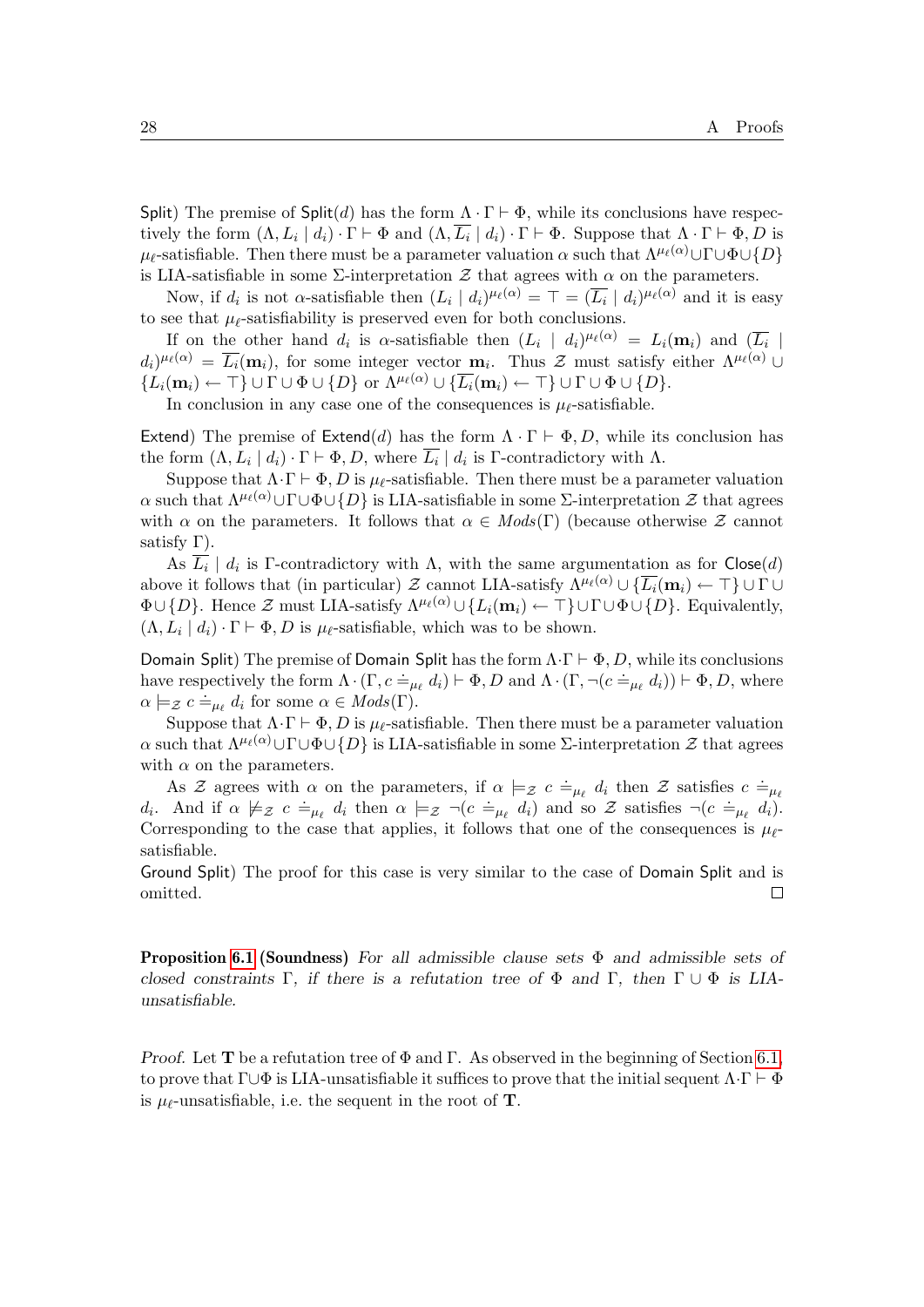Split) The premise of Split($d$) has the form $\Lambda \cdot \Gamma \vdash \Phi$, while its conclusions have respectively the form $(\Lambda, L_i \mid d_i) \cdot \Gamma \vdash \Phi$ and $(\Lambda, \overline{L_i} \mid d_i) \cdot \Gamma \vdash \Phi$. Suppose that $\Lambda \cdot \Gamma \vdash \Phi, D$ is $\mu_\ell$-satisfiable. Then there must be a parameter valuation $\alpha$ such that $\Lambda^{\mu_\ell(\alpha)} \cup \Gamma \cup \Phi \cup \{D\}$ is LIA-satisfiable in some $\Sigma$-interpretation $\mathcal{Z}$ that agrees with $\alpha$ on the parameters.

Now, if $d_i$ is not $\alpha$-satisfiable then $(L_i \mid d_i)^{\mu_\ell(\alpha)} = \top = (\overline{L_i} \mid d_i)^{\mu_\ell(\alpha)}$ and it is easy to see that $\mu_\ell$-satisfiability is preserved even for both conclusions.

If on the other hand $d_i$ is $\alpha$-satisfiable then $(L_i \mid d_i)^{\mu_\ell(\alpha)} = L_i(\mathbf{m}_i)$ and $(\overline{L_i} \mid d_i)^{\mu_\ell(\alpha)} = \overline{L_i}(\mathbf{m}_i)$, for some integer vector $\mathbf{m}_i$. Thus $\mathcal{Z}$ must satisfy either $\Lambda^{\mu_\ell(\alpha)} \cup \{L_i(\mathbf{m}_i) \leftarrow \top\} \cup \Gamma \cup \Phi \cup \{D\}$ or $\Lambda^{\mu_\ell(\alpha)} \cup \{\overline{L_i}(\mathbf{m}_i) \leftarrow \top\} \cup \Gamma \cup \Phi \cup \{D\}$.

In conclusion in any case one of the consequences is $\mu_\ell$-satisfiable.

Extend) The premise of Extend($d$) has the form $\Lambda \cdot \Gamma \vdash \Phi, D$, while its conclusion has the form $(\Lambda, L_i \mid d_i) \cdot \Gamma \vdash \Phi, D$, where $\overline{L_i} \mid d_i$ is $\Gamma$-contradictory with $\Lambda$.

Suppose that $\Lambda \cdot \Gamma \vdash \Phi, D$ is $\mu_\ell$-satisfiable. Then there must be a parameter valuation $\alpha$ such that $\Lambda^{\mu_\ell(\alpha)} \cup \Gamma \cup \Phi \cup \{D\}$ is LIA-satisfiable in some $\Sigma$-interpretation $\mathcal{Z}$ that agrees with $\alpha$ on the parameters. It follows that $\alpha \in \mathit{Mods}(\Gamma)$ (because otherwise $\mathcal{Z}$ cannot satisfy $\Gamma$).

As $\overline{L_i} \mid d_i$ is $\Gamma$-contradictory with $\Lambda$, with the same argumentation as for Close($d$) above it follows that (in particular) $\mathcal{Z}$ cannot LIA-satisfy $\Lambda^{\mu_\ell(\alpha)} \cup \{\overline{L_i}(\mathbf{m}_i) \leftarrow \top\} \cup \Gamma \cup \Phi \cup \{D\}$. Hence $\mathcal{Z}$ must LIA-satisfy $\Lambda^{\mu_\ell(\alpha)} \cup \{L_i(\mathbf{m}_i) \leftarrow \top\} \cup \Gamma \cup \Phi \cup \{D\}$. Equivalently, $(\Lambda, L_i \mid d_i) \cdot \Gamma \vdash \Phi, D$ is $\mu_\ell$-satisfiable, which was to be shown.

Domain Split) The premise of Domain Split has the form $\Lambda \cdot \Gamma \vdash \Phi, D$, while its conclusions have respectively the form $\Lambda \cdot (\Gamma, c \doteq_{\mu_\ell} d_i) \vdash \Phi, D$ and $\Lambda \cdot (\Gamma, \neg(c \doteq_{\mu_\ell} d_i)) \vdash \Phi, D$, where $\alpha \models_{\mathcal{Z}} c \doteq_{\mu_\ell} d_i$ for some $\alpha \in \mathit{Mods}(\Gamma)$.

Suppose that $\Lambda \cdot \Gamma \vdash \Phi, D$ is $\mu_\ell$-satisfiable. Then there must be a parameter valuation $\alpha$ such that $\Lambda^{\mu_\ell(\alpha)} \cup \Gamma \cup \Phi \cup \{D\}$ is LIA-satisfiable in some $\Sigma$-interpretation $\mathcal{Z}$ that agrees with $\alpha$ on the parameters.

As $\mathcal{Z}$ agrees with $\alpha$ on the parameters, if $\alpha \models_{\mathcal{Z}} c \doteq_{\mu_\ell} d_i$ then $\mathcal{Z}$ satisfies $c \doteq_{\mu_\ell} d_i$. And if $\alpha \not\models_{\mathcal{Z}} c \doteq_{\mu_\ell} d_i$ then $\alpha \models_{\mathcal{Z}} \neg(c \doteq_{\mu_\ell} d_i)$ and so $\mathcal{Z}$ satisfies $\neg(c \doteq_{\mu_\ell} d_i)$. Corresponding to the case that applies, it follows that one of the consequences is $\mu_\ell$-satisfiable.

Ground Split) The proof for this case is very similar to the case of Domain Split and is omitted. □

**Proposition 6.1 (Soundness)** *For all admissible clause sets $\Phi$ and admissible sets of closed constraints $\Gamma$, if there is a refutation tree of $\Phi$ and $\Gamma$, then $\Gamma \cup \Phi$ is LIA-unsatisfiable.*

*Proof.* Let $\mathbf{T}$ be a refutation tree of $\Phi$ and $\Gamma$. As observed in the beginning of Section 6.1, to prove that $\Gamma \cup \Phi$ is LIA-unsatisfiable it suffices to prove that the initial sequent $\Lambda \cdot \Gamma \vdash \Phi$ is $\mu_\ell$-unsatisfiable, i.e. the sequent in the root of $\mathbf{T}$.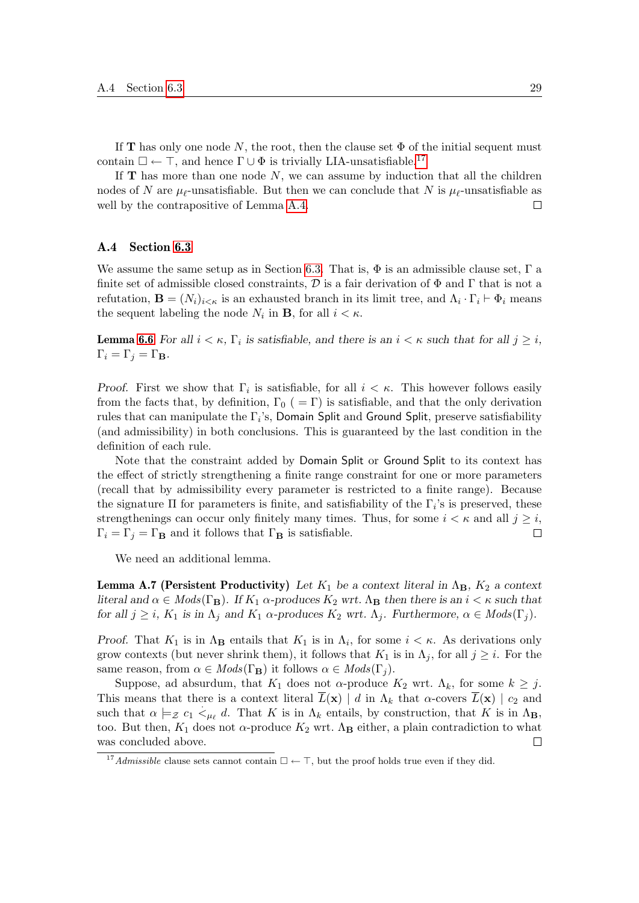If $\mathbf{T}$ has only one node $N$, the root, then the clause set $\Phi$ of the initial sequent must contain $\square \leftarrow \top$, and hence $\Gamma \cup \Phi$ is trivially LIA-unsatisfiable.[17]

If $\mathbf{T}$ has more than one node $N$, we can assume by induction that all the children nodes of $N$ are $\mu_\ell$-unsatisfiable. But then we can conclude that $N$ is $\mu_\ell$-unsatisfiable as well by the contrapositive of Lemma A.4. $\square$

## A.4 Section 6.3

We assume the same setup as in Section 6.3. That is, $\Phi$ is an admissible clause set, $\Gamma$ a finite set of admissible closed constraints, $\mathcal{D}$ is a fair derivation of $\Phi$ and $\Gamma$ that is not a refutation, $\mathbf{B} = (N_i)_{i<\kappa}$ is an exhausted branch in its limit tree, and $\Lambda_i \cdot \Gamma_i \vdash \Phi_i$ means the sequent labeling the node $N_i$ in $\mathbf{B}$, for all $i < \kappa$.

**Lemma 6.6** *For all $i < \kappa$, $\Gamma_i$ is satisfiable, and there is an $i < \kappa$ such that for all $j \geq i$, $\Gamma_i = \Gamma_j = \Gamma_{\mathbf{B}}$.*

*Proof.* First we show that $\Gamma_i$ is satisfiable, for all $i < \kappa$. This however follows easily from the facts that, by definition, $\Gamma_0$ ( $= \Gamma$) is satisfiable, and that the only derivation rules that can manipulate the $\Gamma_i$'s, Domain Split and Ground Split, preserve satisfiability (and admissibility) in both conclusions. This is guaranteed by the last condition in the definition of each rule.

Note that the constraint added by Domain Split or Ground Split to its context has the effect of strictly strengthening a finite range constraint for one or more parameters (recall that by admissibility every parameter is restricted to a finite range). Because the signature $\Pi$ for parameters is finite, and satisfiability of the $\Gamma_i$'s is preserved, these strengthenings can occur only finitely many times. Thus, for some $i < \kappa$ and all $j \geq i$, $\Gamma_i = \Gamma_j = \Gamma_{\mathbf{B}}$ and it follows that $\Gamma_{\mathbf{B}}$ is satisfiable. $\square$

We need an additional lemma.

**Lemma A.7 (Persistent Productivity)** *Let $K_1$ be a context literal in $\Lambda_{\mathbf{B}}$, $K_2$ a context literal and $\alpha \in Mods(\Gamma_{\mathbf{B}})$. If $K_1$ $\alpha$-produces $K_2$ wrt. $\Lambda_{\mathbf{B}}$ then there is an $i < \kappa$ such that for all $j \geq i$, $K_1$ is in $\Lambda_j$ and $K_1$ $\alpha$-produces $K_2$ wrt. $\Lambda_j$. Furthermore, $\alpha \in Mods(\Gamma_j)$.*

*Proof.* That $K_1$ is in $\Lambda_{\mathbf{B}}$ entails that $K_1$ is in $\Lambda_i$, for some $i < \kappa$. As derivations only grow contexts (but never shrink them), it follows that $K_1$ is in $\Lambda_j$, for all $j \geq i$. For the same reason, from $\alpha \in Mods(\Gamma_{\mathbf{B}})$ it follows $\alpha \in Mods(\Gamma_j)$.

Suppose, ad absurdum, that $K_1$ does not $\alpha$-produce $K_2$ wrt. $\Lambda_k$, for some $k \geq j$. This means that there is a context literal $\overline{L}(\mathbf{x}) \mid d$ in $\Lambda_k$ that $\alpha$-covers $\overline{L}(\mathbf{x}) \mid c_2$ and such that $\alpha \models_{\mathcal{Z}} c_1 \dot{<}_{\mu_\ell} d$. That $K$ is in $\Lambda_k$ entails, by construction, that $K$ is in $\Lambda_{\mathbf{B}}$, too. But then, $K_1$ does not $\alpha$-produce $K_2$ wrt. $\Lambda_{\mathbf{B}}$ either, a plain contradiction to what was concluded above. $\square$

[17] *Admissible* clause sets cannot contain $\square \leftarrow \top$, but the proof holds true even if they did.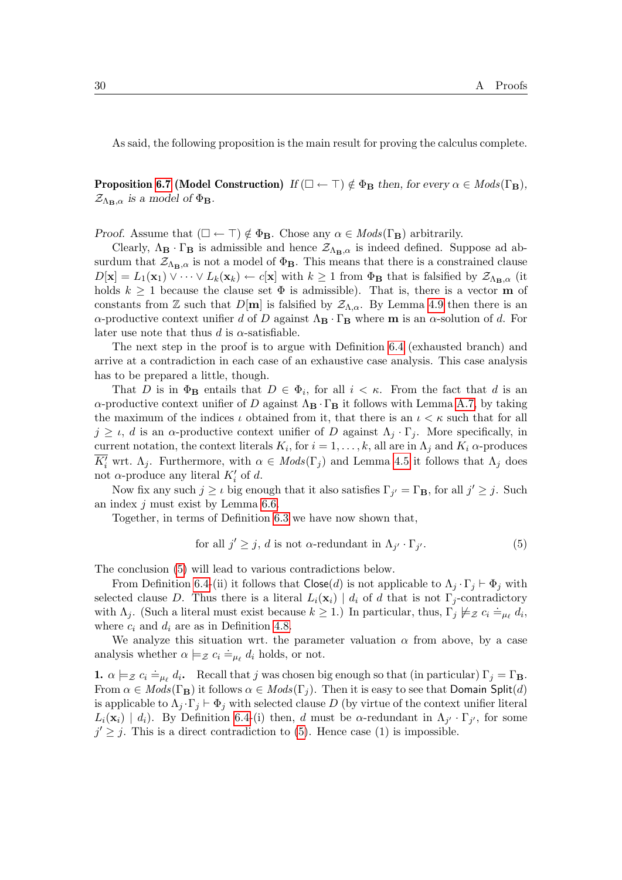As said, the following proposition is the main result for proving the calculus complete.

**Proposition 6.7 (Model Construction)** *If $(\Box \leftarrow \top) \notin \Phi_{\mathbf{B}}$ then, for every $\alpha \in \mathit{Mods}(\Gamma_{\mathbf{B}})$, $\mathcal{Z}_{\Lambda_{\mathbf{B}},\alpha}$ is a model of $\Phi_{\mathbf{B}}$.*

*Proof.* Assume that $(\Box \leftarrow \top) \notin \Phi_{\mathbf{B}}$. Chose any $\alpha \in \mathit{Mods}(\Gamma_{\mathbf{B}})$ arbitrarily.

Clearly, $\Lambda_{\mathbf{B}} \cdot \Gamma_{\mathbf{B}}$ is admissible and hence $\mathcal{Z}_{\Lambda_{\mathbf{B}},\alpha}$ is indeed defined. Suppose ad absurdum that $\mathcal{Z}_{\Lambda_{\mathbf{B}},\alpha}$ is not a model of $\Phi_{\mathbf{B}}$. This means that there is a constrained clause $D[\mathbf{x}] = L_1(\mathbf{x}_1) \vee \cdots \vee L_k(\mathbf{x}_k) \leftarrow c[\mathbf{x}]$ with $k \geq 1$ from $\Phi_{\mathbf{B}}$ that is falsified by $\mathcal{Z}_{\Lambda_{\mathbf{B}},\alpha}$ (it holds $k \geq 1$ because the clause set $\Phi$ is admissible). That is, there is a vector $\mathbf{m}$ of constants from $\mathbb{Z}$ such that $D[\mathbf{m}]$ is falsified by $\mathcal{Z}_{\Lambda,\alpha}$. By Lemma 4.9 then there is an $\alpha$-productive context unifier $d$ of $D$ against $\Lambda_{\mathbf{B}} \cdot \Gamma_{\mathbf{B}}$ where $\mathbf{m}$ is an $\alpha$-solution of $d$. For later use note that thus $d$ is $\alpha$-satisfiable.

The next step in the proof is to argue with Definition 6.4 (exhausted branch) and arrive at a contradiction in each case of an exhaustive case analysis. This case analysis has to be prepared a little, though.

That $D$ is in $\Phi_{\mathbf{B}}$ entails that $D \in \Phi_i$, for all $i < \kappa$. From the fact that $d$ is an $\alpha$-productive context unifier of $D$ against $\Lambda_{\mathbf{B}} \cdot \Gamma_{\mathbf{B}}$ it follows with Lemma A.7, by taking the maximum of the indices $\iota$ obtained from it, that there is an $\iota < \kappa$ such that for all $j \geq \iota$, $d$ is an $\alpha$-productive context unifier of $D$ against $\Lambda_j \cdot \Gamma_j$. More specifically, in current notation, the context literals $K_i$, for $i = 1, \ldots, k$, all are in $\Lambda_j$ and $K_i$ $\alpha$-produces $\overline{K_i'}$ wrt. $\Lambda_j$. Furthermore, with $\alpha \in \mathit{Mods}(\Gamma_j)$ and Lemma 4.5 it follows that $\Lambda_j$ does not $\alpha$-produce any literal $K_i'$ of $d$.

Now fix any such $j \geq \iota$ big enough that it also satisfies $\Gamma_{j'} = \Gamma_{\mathbf{B}}$, for all $j' \geq j$. Such an index $j$ must exist by Lemma 6.6.

Together, in terms of Definition 6.3 we have now shown that,

$$\text{for all } j' \geq j,\ d \text{ is not } \alpha\text{-redundant in } \Lambda_{j'} \cdot \Gamma_{j'}. \tag{5}$$

The conclusion (5) will lead to various contradictions below.

From Definition 6.4-(ii) it follows that $\mathsf{Close}(d)$ is not applicable to $\Lambda_j \cdot \Gamma_j \vdash \Phi_j$ with selected clause $D$. Thus there is a literal $L_i(\mathbf{x}_i) \mid d_i$ of $d$ that is not $\Gamma_j$-contradictory with $\Lambda_j$. (Such a literal must exist because $k \geq 1$.) In particular, thus, $\Gamma_j \not\models_{\mathcal{Z}} c_i \doteq_{\mu_\ell} d_i$, where $c_i$ and $d_i$ are as in Definition 4.8.

We analyze this situation wrt. the parameter valuation $\alpha$ from above, by a case analysis whether $\alpha \models_{\mathcal{Z}} c_i \doteq_{\mu_\ell} d_i$ holds, or not.

**1.** $\alpha \models_{\mathcal{Z}} c_i \doteq_{\mu_\ell} d_i$**.** Recall that $j$ was chosen big enough so that (in particular) $\Gamma_j = \Gamma_{\mathbf{B}}$. From $\alpha \in \mathit{Mods}(\Gamma_{\mathbf{B}})$ it follows $\alpha \in \mathit{Mods}(\Gamma_j)$. Then it is easy to see that $\mathsf{Domain\ Split}(d)$ is applicable to $\Lambda_j \cdot \Gamma_j \vdash \Phi_j$ with selected clause $D$ (by virtue of the context unifier literal $L_i(\mathbf{x}_i) \mid d_i$). By Definition 6.4-(i) then, $d$ must be $\alpha$-redundant in $\Lambda_{j'} \cdot \Gamma_{j'}$, for some $j' \geq j$. This is a direct contradiction to (5). Hence case (1) is impossible.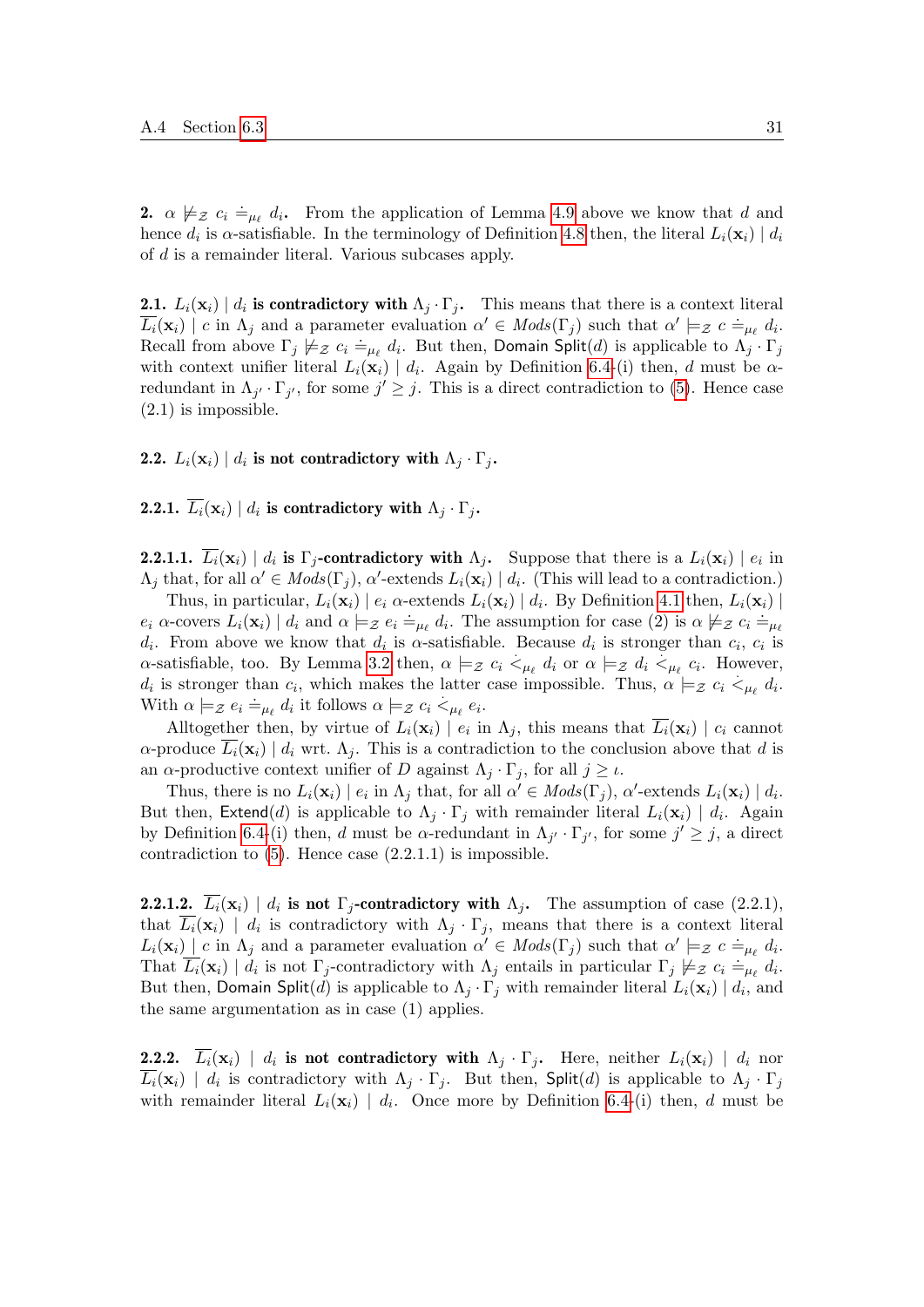**2.** $\alpha \not\models_{\mathcal{Z}} c_i \doteq_{\mu_\ell} d_i$**.** From the application of Lemma 4.9 above we know that $d$ and hence $d_i$ is $\alpha$-satisfiable. In the terminology of Definition 4.8 then, the literal $L_i(\mathbf{x}_i) \mid d_i$ of $d$ is a remainder literal. Various subcases apply.

**2.1.** $L_i(\mathbf{x}_i) \mid d_i$ **is contradictory with** $\Lambda_j \cdot \Gamma_j$**.** This means that there is a context literal $\overline{L_i}(\mathbf{x}_i) \mid c$ in $\Lambda_j$ and a parameter evaluation $\alpha' \in \mathit{Mods}(\Gamma_j)$ such that $\alpha' \models_{\mathcal{Z}} c \doteq_{\mu_\ell} d_i$. Recall from above $\Gamma_j \not\models_{\mathcal{Z}} c_i \doteq_{\mu_\ell} d_i$. But then, Domain $\mathsf{Split}(d)$ is applicable to $\Lambda_j \cdot \Gamma_j$ with context unifier literal $L_i(\mathbf{x}_i) \mid d_i$. Again by Definition 6.4-(i) then, $d$ must be $\alpha$-redundant in $\Lambda_{j'} \cdot \Gamma_{j'}$, for some $j' \geq j$. This is a direct contradiction to (5). Hence case (2.1) is impossible.

**2.2.** $L_i(\mathbf{x}_i) \mid d_i$ **is not contradictory with** $\Lambda_j \cdot \Gamma_j$**.**

**2.2.1.** $\overline{L_i}(\mathbf{x}_i) \mid d_i$ **is contradictory with** $\Lambda_j \cdot \Gamma_j$**.**

**2.2.1.1.** $\overline{L_i}(\mathbf{x}_i) \mid d_i$ **is** $\Gamma_j$**-contradictory with** $\Lambda_j$**.** Suppose that there is a $L_i(\mathbf{x}_i) \mid e_i$ in $\Lambda_j$ that, for all $\alpha' \in \mathit{Mods}(\Gamma_j)$, $\alpha'$-extends $L_i(\mathbf{x}_i) \mid d_i$. (This will lead to a contradiction.)

Thus, in particular, $L_i(\mathbf{x}_i) \mid e_i$ $\alpha$-extends $L_i(\mathbf{x}_i) \mid d_i$. By Definition 4.1 then, $L_i(\mathbf{x}_i) \mid e_i$ $\alpha$-covers $L_i(\mathbf{x}_i) \mid d_i$ and $\alpha \models_{\mathcal{Z}} e_i \doteq_{\mu_\ell} d_i$. The assumption for case (2) is $\alpha \not\models_{\mathcal{Z}} c_i \doteq_{\mu_\ell} d_i$. From above we know that $d_i$ is $\alpha$-satisfiable. Because $d_i$ is stronger than $c_i$, $c_i$ is $\alpha$-satisfiable, too. By Lemma 3.2 then, $\alpha \models_{\mathcal{Z}} c_i \mathrel{\dot{<}_{\mu_\ell}} d_i$ or $\alpha \models_{\mathcal{Z}} d_i \mathrel{\dot{<}_{\mu_\ell}} c_i$. However, $d_i$ is stronger than $c_i$, which makes the latter case impossible. Thus, $\alpha \models_{\mathcal{Z}} c_i \mathrel{\dot{<}_{\mu_\ell}} d_i$. With $\alpha \models_{\mathcal{Z}} e_i \doteq_{\mu_\ell} d_i$ it follows $\alpha \models_{\mathcal{Z}} c_i \mathrel{\dot{<}_{\mu_\ell}} e_i$.

Alltogether then, by virtue of $L_i(\mathbf{x}_i) \mid e_i$ in $\Lambda_j$, this means that $\overline{L_i}(\mathbf{x}_i) \mid c_i$ cannot $\alpha$-produce $\overline{L_i}(\mathbf{x}_i) \mid d_i$ wrt. $\Lambda_j$. This is a contradiction to the conclusion above that $d$ is an $\alpha$-productive context unifier of $D$ against $\Lambda_j \cdot \Gamma_j$, for all $j \geq \iota$.

Thus, there is no $L_i(\mathbf{x}_i) \mid e_i$ in $\Lambda_j$ that, for all $\alpha' \in \mathit{Mods}(\Gamma_j)$, $\alpha'$-extends $L_i(\mathbf{x}_i) \mid d_i$. But then, $\mathsf{Extend}(d)$ is applicable to $\Lambda_j \cdot \Gamma_j$ with remainder literal $L_i(\mathbf{x}_i) \mid d_i$. Again by Definition 6.4-(i) then, $d$ must be $\alpha$-redundant in $\Lambda_{j'} \cdot \Gamma_{j'}$, for some $j' \geq j$, a direct contradiction to (5). Hence case (2.2.1.1) is impossible.

**2.2.1.2.** $\overline{L_i}(\mathbf{x}_i) \mid d_i$ **is not** $\Gamma_j$**-contradictory with** $\Lambda_j$**.** The assumption of case (2.2.1), that $\overline{L_i}(\mathbf{x}_i) \mid d_i$ is contradictory with $\Lambda_j \cdot \Gamma_j$, means that there is a context literal $L_i(\mathbf{x}_i) \mid c$ in $\Lambda_j$ and a parameter evaluation $\alpha' \in \mathit{Mods}(\Gamma_j)$ such that $\alpha' \models_{\mathcal{Z}} c \doteq_{\mu_\ell} d_i$. That $\overline{L_i}(\mathbf{x}_i) \mid d_i$ is not $\Gamma_j$-contradictory with $\Lambda_j$ entails in particular $\Gamma_j \not\models_{\mathcal{Z}} c_i \doteq_{\mu_\ell} d_i$. But then, Domain $\mathsf{Split}(d)$ is applicable to $\Lambda_j \cdot \Gamma_j$ with remainder literal $L_i(\mathbf{x}_i) \mid d_i$, and the same argumentation as in case (1) applies.

**2.2.2.** $\overline{L_i}(\mathbf{x}_i) \mid d_i$ **is not contradictory with** $\Lambda_j \cdot \Gamma_j$**.** Here, neither $L_i(\mathbf{x}_i) \mid d_i$ nor $\overline{L_i}(\mathbf{x}_i) \mid d_i$ is contradictory with $\Lambda_j \cdot \Gamma_j$. But then, $\mathsf{Split}(d)$ is applicable to $\Lambda_j \cdot \Gamma_j$ with remainder literal $L_i(\mathbf{x}_i) \mid d_i$. Once more by Definition 6.4-(i) then, $d$ must be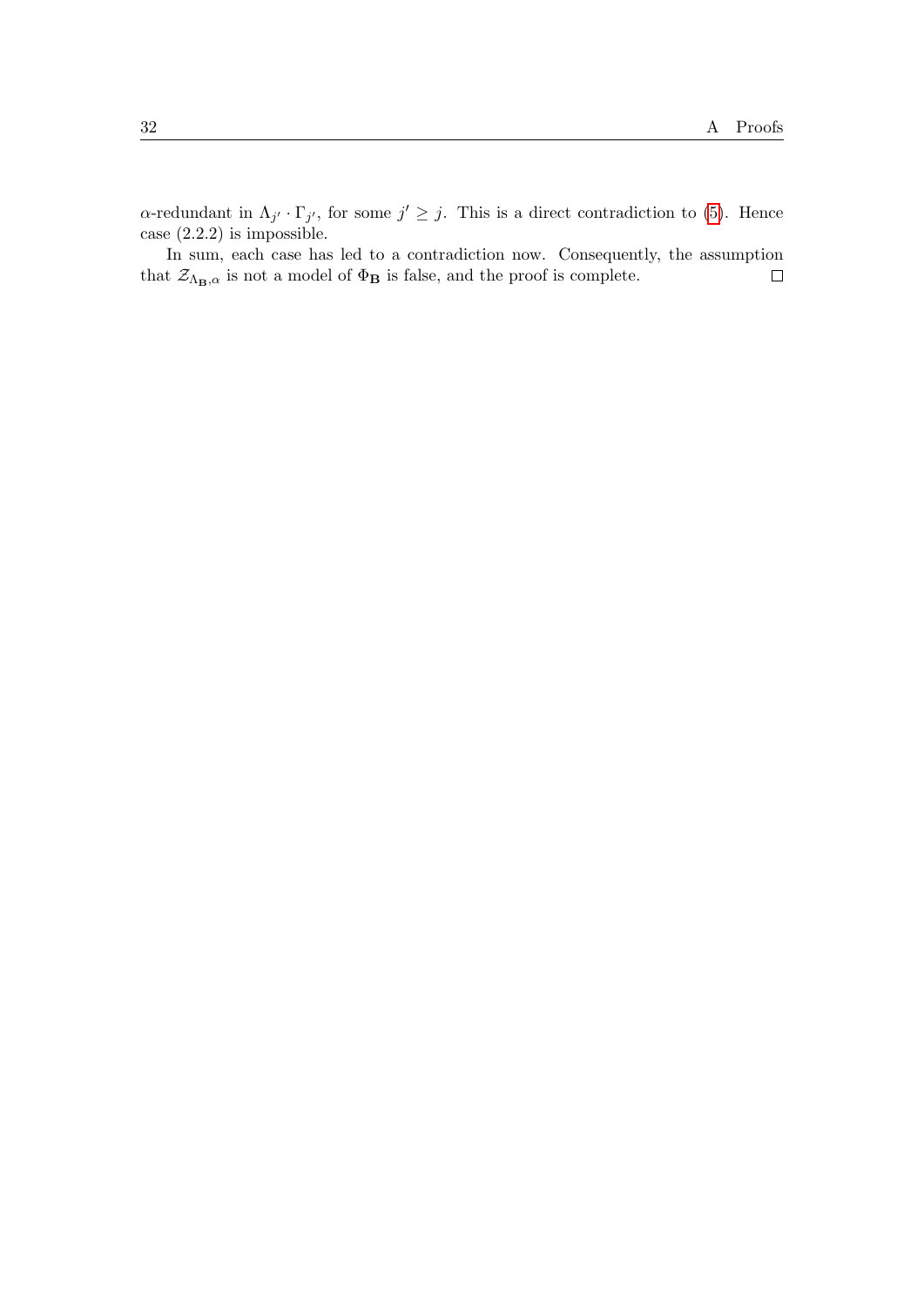$\alpha$-redundant in $\Lambda_{j'} \cdot \Gamma_{j'}$, for some $j' \geq j$. This is a direct contradiction to (5). Hence case (2.2.2) is impossible.

In sum, each case has led to a contradiction now. Consequently, the assumption that $\mathcal{Z}_{\Lambda_{\mathbf{B}},\alpha}$ is not a model of $\Phi_{\mathbf{B}}$ is false, and the proof is complete. $\square$